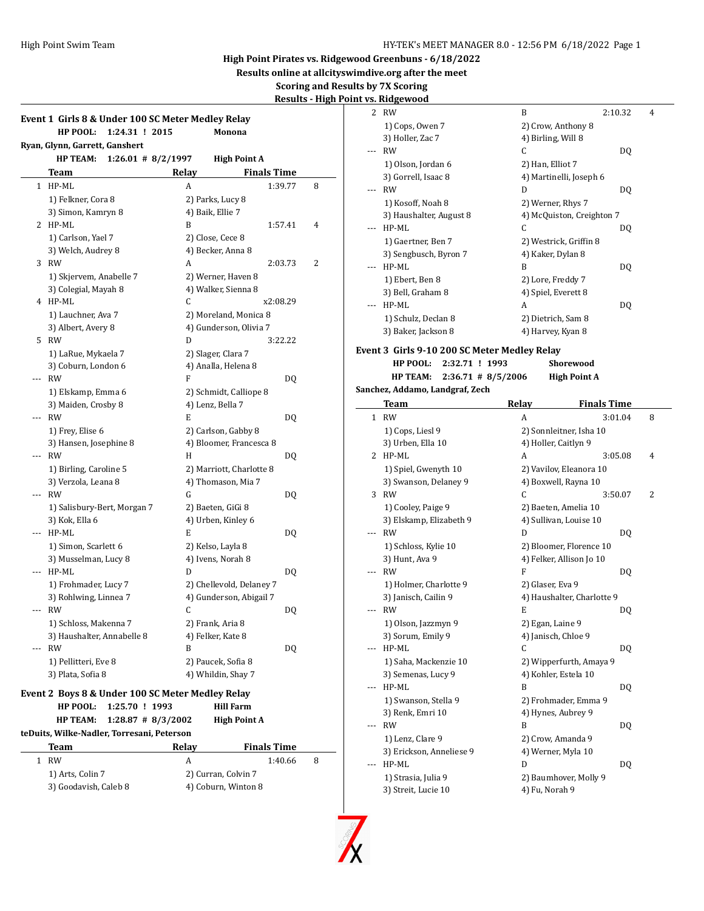**High Pirates vs. Ridgewood Greenbuns - 6/18/2022**

**Results online at allcityswimdive.org after the meet**

**Scoring and Results by 7X Scoring**

**Results - High Point vs. Ridgewood**

### Event 1 Girls 8 & Under 100 SC Meter Medley Relay

**HP POOL: 1:24.31 ! 2015 Monona**

**Ryan, Glynn, Garrett, Ganshert**

**HP TEAM: 1:26.01 # 8/2/1997 High Point A**

| | Team | Relay | Finals Time | |
|---|---|---|---|---|
| 1 | HP-ML | A | 1:39.77 | 8 |
| | 1) Felkner, Cora 8 | 2) Parks, Lucy 8 | | |
| | 3) Simon, Kamryn 8 | 4) Baik, Ellie 7 | | |
| 2 | HP-ML | B | 1:57.41 | 4 |
| | 1) Carlson, Yael 7 | 2) Close, Cece 8 | | |
| | 3) Welch, Audrey 8 | 4) Becker, Anna 8 | | |
| 3 | RW | A | 2:03.73 | 2 |
| | 1) Skjervem, Anabelle 7 | 2) Werner, Haven 8 | | |
| | 3) Colegial, Mayah 8 | 4) Walker, Sienna 8 | | |
| 4 | HP-ML | C | x2:08.29 | |
| | 1) Lauchner, Ava 7 | 2) Moreland, Monica 8 | | |
| | 3) Albert, Avery 8 | 4) Gunderson, Olivia 7 | | |
| 5 | RW | D | 3:22.22 | |
| | 1) LaRue, Mykaela 7 | 2) Slager, Clara 7 | | |
| | 3) Coburn, London 6 | 4) Analla, Helena 8 | | |
| --- | RW | F | DQ | |
| | 1) Elskamp, Emma 6 | 2) Schmidt, Calliope 8 | | |
| | 3) Maiden, Crosby 8 | 4) Lenz, Bella 7 | | |
| --- | RW | E | DQ | |
| | 1) Frey, Elise 6 | 2) Carlson, Gabby 8 | | |
| | 3) Hansen, Josephine 8 | 4) Bloomer, Francesca 8 | | |
| --- | RW | H | DQ | |
| | 1) Birling, Caroline 5 | 2) Marriott, Charlotte 8 | | |
| | 3) Verzola, Leana 8 | 4) Thomason, Mia 7 | | |
| --- | RW | G | DQ | |
| | 1) Salisbury-Bert, Morgan 7 | 2) Baeten, GiGi 8 | | |
| | 3) Kok, Ella 6 | 4) Urben, Kinley 6 | | |
| --- | HP-ML | E | DQ | |
| | 1) Simon, Scarlett 6 | 2) Kelso, Layla 8 | | |
| | 3) Musselman, Lucy 8 | 4) Ivens, Norah 8 | | |
| --- | HP-ML | D | DQ | |
| | 1) Frohmader, Lucy 7 | 2) Chellevold, Delaney 7 | | |
| | 3) Rohlwing, Linnea 7 | 4) Gunderson, Abigail 7 | | |
| --- | RW | C | DQ | |
| | 1) Schloss, Makenna 7 | 2) Frank, Aria 8 | | |
| | 3) Haushalter, Annabelle 8 | 4) Felker, Kate 8 | | |
| --- | RW | B | DQ | |
| | 1) Pellitteri, Eve 8 | 2) Paucek, Sofia 8 | | |
| | 3) Plata, Sofia 8 | 4) Whildin, Shay 7 | | |

### Event 2 Boys 8 & Under 100 SC Meter Medley Relay

**HP POOL: 1:25.70 ! 1993 Hill Farm**

**HP TEAM: 1:28.87 # 8/3/2002 High Point A**

**teDuits, Wilke-Nadler, Torresani, Peterson**

| | Team | Relay | Finals Time | |
|---|---|---|---|---|
| 1 | RW | A | 1:40.66 | 8 |
| | 1) Arts, Colin 7 | 2) Curran, Colvin 7 | | |
| | 3) Goodavish, Caleb 8 | 4) Coburn, Winton 8 | | |
| 2 | RW | B | 2:10.32 | 4 |
| | 1) Cops, Owen 7 | 2) Crow, Anthony 8 | | |
| | 3) Holler, Zac 7 | 4) Birling, Will 8 | | |
| --- | RW | C | DQ | |
| | 1) Olson, Jordan 6 | 2) Han, Elliot 7 | | |
| | 3) Gorrell, Isaac 8 | 4) Martinelli, Joseph 6 | | |
| --- | RW | D | DQ | |
| | 1) Kosoff, Noah 8 | 2) Werner, Rhys 7 | | |
| | 3) Haushalter, August 8 | 4) McQuiston, Creighton 7 | | |
| --- | HP-ML | C | DQ | |
| | 1) Gaertner, Ben 7 | 2) Westrick, Griffin 8 | | |
| | 3) Sengbusch, Byron 7 | 4) Kaker, Dylan 8 | | |
| --- | HP-ML | B | DQ | |
| | 1) Ebert, Ben 8 | 2) Lore, Freddy 7 | | |
| | 3) Bell, Graham 8 | 4) Spiel, Everett 8 | | |
| --- | HP-ML | A | DQ | |
| | 1) Schulz, Declan 8 | 2) Dietrich, Sam 8 | | |
| | 3) Baker, Jackson 8 | 4) Harvey, Kyan 8 | | |

### Event 3 Girls 9-10 200 SC Meter Medley Relay

**HP POOL: 2:32.71 ! 1993 Shorewood**

**HP TEAM: 2:36.71 # 8/5/2006 High Point A**

**Sanchez, Addamo, Landgraf, Zech**

| | Team | Relay | Finals Time | |
|---|---|---|---|---|
| 1 | RW | A | 3:01.04 | 8 |
| | 1) Cops, Liesl 9 | 2) Sonnleitner, Isha 10 | | |
| | 3) Urben, Ella 10 | 4) Holler, Caitlyn 9 | | |
| 2 | HP-ML | A | 3:05.08 | 4 |
| | 1) Spiel, Gwenyth 10 | 2) Vavilov, Eleanora 10 | | |
| | 3) Swanson, Delaney 9 | 4) Boxwell, Rayna 10 | | |
| 3 | RW | C | 3:50.07 | 2 |
| | 1) Cooley, Paige 9 | 2) Baeten, Amelia 10 | | |
| | 3) Elskamp, Elizabeth 9 | 4) Sullivan, Louise 10 | | |
| --- | RW | D | DQ | |
| | 1) Schloss, Kylie 10 | 2) Bloomer, Florence 10 | | |
| | 3) Hunt, Ava 9 | 4) Felker, Allison Jo 10 | | |
| --- | RW | F | DQ | |
| | 1) Holmer, Charlotte 9 | 2) Glaser, Eva 9 | | |
| | 3) Janisch, Cailin 9 | 4) Haushalter, Charlotte 9 | | |
| --- | RW | E | DQ | |
| | 1) Olson, Jazzmyn 9 | 2) Egan, Laine 9 | | |
| | 3) Sorum, Emily 9 | 4) Janisch, Chloe 9 | | |
| --- | HP-ML | C | DQ | |
| | 1) Saha, Mackenzie 10 | 2) Wipperfurth, Amaya 9 | | |
| | 3) Semenas, Lucy 9 | 4) Kohler, Estela 10 | | |
| --- | HP-ML | B | DQ | |
| | 1) Swanson, Stella 9 | 2) Frohmader, Emma 9 | | |
| | 3) Renk, Emri 10 | 4) Hynes, Aubrey 9 | | |
| --- | RW | B | DQ | |
| | 1) Lenz, Clare 9 | 2) Crow, Amanda 9 | | |
| | 3) Erickson, Anneliese 9 | 4) Werner, Myla 10 | | |
| --- | HP-ML | D | DQ | |
| | 1) Strasia, Julia 9 | 2) Baumhover, Molly 9 | | |
| | 3) Streit, Lucie 10 | 4) Fu, Norah 9 | | |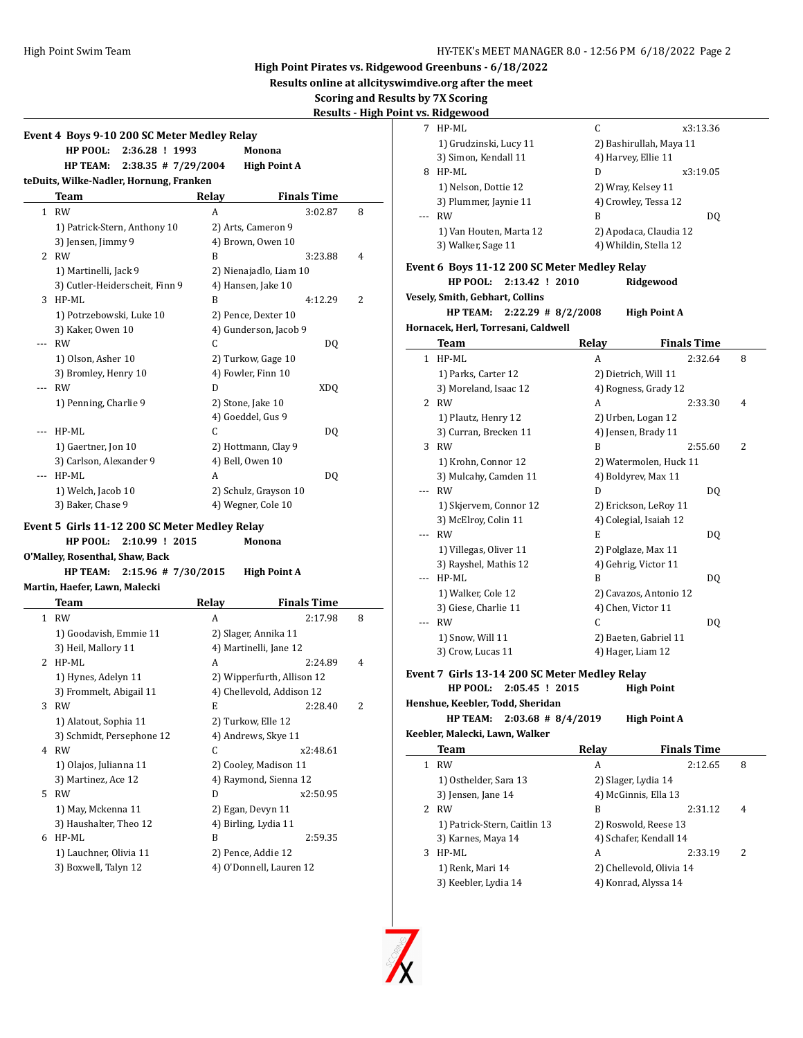High Point Pirates vs. Ridgewood Greenbuns - 6/18/2022

Results online at allcityswimdive.org after the meet

Scoring and Results by 7X Scoring

Results - High Point vs. Ridgewood

### Event 4 Boys 9-10 200 SC Meter Medley Relay

HP POOL: 2:36.28 ! 1993 Monona

HP TEAM: 2:38.35 # 7/29/2004 High Point A

teDuits, Wilke-Nadler, Hornung, Franken

| | Team | Relay | Finals Time | |
|---|---|---|---|---|
| 1 | RW | A | 3:02.87 | 8 |
| | 1) Patrick-Stern, Anthony 10 | 2) Arts, Cameron 9 | | |
| | 3) Jensen, Jimmy 9 | 4) Brown, Owen 10 | | |
| 2 | RW | B | 3:23.88 | 4 |
| | 1) Martinelli, Jack 9 | 2) Nienajadlo, Liam 10 | | |
| | 3) Cutler-Heiderscheit, Finn 9 | 4) Hansen, Jake 10 | | |
| 3 | HP-ML | B | 4:12.29 | 2 |
| | 1) Potrzebowski, Luke 10 | 2) Pence, Dexter 10 | | |
| | 3) Kaker, Owen 10 | 4) Gunderson, Jacob 9 | | |
| --- | RW | C | DQ | |
| | 1) Olson, Asher 10 | 2) Turkow, Gage 10 | | |
| | 3) Bromley, Henry 10 | 4) Fowler, Finn 10 | | |
| --- | RW | D | XDQ | |
| | 1) Penning, Charlie 9 | 2) Stone, Jake 10 | | |
| | | 4) Goeddel, Gus 9 | | |
| --- | HP-ML | C | DQ | |
| | 1) Gaertner, Jon 10 | 2) Hottmann, Clay 9 | | |
| | 3) Carlson, Alexander 9 | 4) Bell, Owen 10 | | |
| --- | HP-ML | A | DQ | |
| | 1) Welch, Jacob 10 | 2) Schulz, Grayson 10 | | |
| | 3) Baker, Chase 9 | 4) Wegner, Cole 10 | | |

### Event 5 Girls 11-12 200 SC Meter Medley Relay

HP POOL: 2:10.99 ! 2015 Monona

O'Malley, Rosenthal, Shaw, Back

HP TEAM: 2:15.96 # 7/30/2015 High Point A

Martin, Haefer, Lawn, Malecki

| | Team | Relay | Finals Time | |
|---|---|---|---|---|
| 1 | RW | A | 2:17.98 | 8 |
| | 1) Goodavish, Emmie 11 | 2) Slager, Annika 11 | | |
| | 3) Heil, Mallory 11 | 4) Martinelli, Jane 12 | | |
| 2 | HP-ML | A | 2:24.89 | 4 |
| | 1) Hynes, Adelyn 11 | 2) Wipperfurth, Allison 12 | | |
| | 3) Frommelt, Abigail 11 | 4) Chellevold, Addison 12 | | |
| 3 | RW | E | 2:28.40 | 2 |
| | 1) Alatout, Sophia 11 | 2) Turkow, Elle 12 | | |
| | 3) Schmidt, Persephone 12 | 4) Andrews, Skye 11 | | |
| 4 | RW | C | x2:48.61 | |
| | 1) Olajos, Julianna 11 | 2) Cooley, Madison 11 | | |
| | 3) Martinez, Ace 12 | 4) Raymond, Sienna 12 | | |
| 5 | RW | D | x2:50.95 | |
| | 1) May, Mckenna 11 | 2) Egan, Devyn 11 | | |
| | 3) Haushalter, Theo 12 | 4) Birling, Lydia 11 | | |
| 6 | HP-ML | B | 2:59.35 | |
| | 1) Lauchner, Olivia 11 | 2) Pence, Addie 12 | | |
| | 3) Boxwell, Talyn 12 | 4) O'Donnell, Lauren 12 | | |
| 7 | HP-ML | C | x3:13.36 | |
| | 1) Grudzinski, Lucy 11 | 2) Bashirullah, Maya 11 | | |
| | 3) Simon, Kendall 11 | 4) Harvey, Ellie 11 | | |
| 8 | HP-ML | D | x3:19.05 | |
| | 1) Nelson, Dottie 12 | 2) Wray, Kelsey 11 | | |
| | 3) Plummer, Jaynie 11 | 4) Crowley, Tessa 12 | | |
| --- | RW | B | DQ | |
| | 1) Van Houten, Marta 12 | 2) Apodaca, Claudia 12 | | |
| | 3) Walker, Sage 11 | 4) Whildin, Stella 12 | | |

### Event 6 Boys 11-12 200 SC Meter Medley Relay

HP POOL: 2:13.42 ! 2010 Ridgewood

Vesely, Smith, Gebhart, Collins

HP TEAM: 2:22.29 # 8/2/2008 High Point A

Hornacek, Herl, Torresani, Caldwell

| | Team | Relay | Finals Time | |
|---|---|---|---|---|
| 1 | HP-ML | A | 2:32.64 | 8 |
| | 1) Parks, Carter 12 | 2) Dietrich, Will 11 | | |
| | 3) Moreland, Isaac 12 | 4) Rogness, Grady 12 | | |
| 2 | RW | A | 2:33.30 | 4 |
| | 1) Plautz, Henry 12 | 2) Urben, Logan 12 | | |
| | 3) Curran, Brecken 11 | 4) Jensen, Brady 11 | | |
| 3 | RW | B | 2:55.60 | 2 |
| | 1) Krohn, Connor 12 | 2) Watermolen, Huck 11 | | |
| | 3) Mulcahy, Camden 11 | 4) Boldyrev, Max 11 | | |
| --- | RW | D | DQ | |
| | 1) Skjervem, Connor 12 | 2) Erickson, LeRoy 11 | | |
| | 3) McElroy, Colin 11 | 4) Colegial, Isaiah 12 | | |
| --- | RW | E | DQ | |
| | 1) Villegas, Oliver 11 | 2) Polglaze, Max 11 | | |
| | 3) Rayshel, Mathis 12 | 4) Gehrig, Victor 11 | | |
| --- | HP-ML | B | DQ | |
| | 1) Walker, Cole 12 | 2) Cavazos, Antonio 12 | | |
| | 3) Giese, Charlie 11 | 4) Chen, Victor 11 | | |
| --- | RW | C | DQ | |
| | 1) Snow, Will 11 | 2) Baeten, Gabriel 11 | | |
| | 3) Crow, Lucas 11 | 4) Hager, Liam 12 | | |

### Event 7 Girls 13-14 200 SC Meter Medley Relay

HP POOL: 2:05.45 ! 2015 High Point

Henshue, Keebler, Todd, Sheridan

HP TEAM: 2:03.68 # 8/4/2019 High Point A

Keebler, Malecki, Lawn, Walker

| | Team | Relay | Finals Time | |
|---|---|---|---|---|
| 1 | RW | A | 2:12.65 | 8 |
| | 1) Osthelder, Sara 13 | 2) Slager, Lydia 14 | | |
| | 3) Jensen, Jane 14 | 4) McGinnis, Ella 13 | | |
| 2 | RW | B | 2:31.12 | 4 |
| | 1) Patrick-Stern, Caitlin 13 | 2) Roswold, Reese 13 | | |
| | 3) Karnes, Maya 14 | 4) Schafer, Kendall 14 | | |
| 3 | HP-ML | A | 2:33.19 | 2 |
| | 1) Renk, Mari 14 | 2) Chellevold, Olivia 14 | | |
| | 3) Keebler, Lydia 14 | 4) Konrad, Alyssa 14 | | |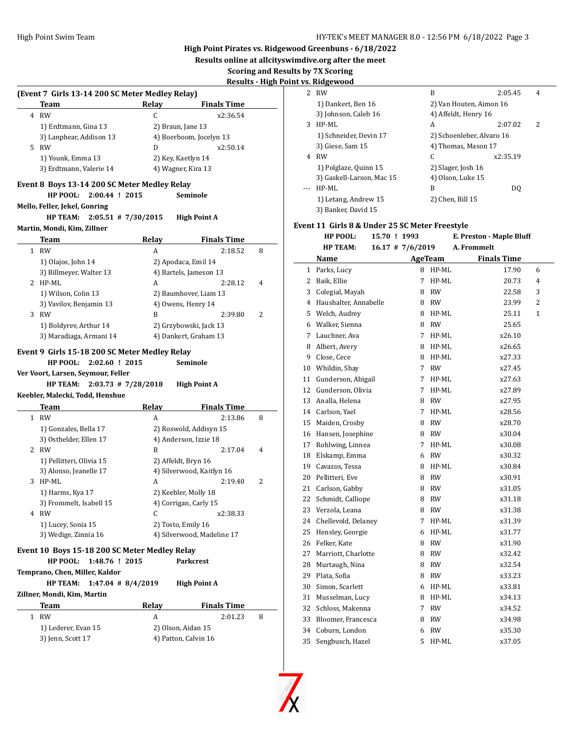## High Point Pirates vs. Ridgewood Greenbuns - 6/18/2022

**Results online at allcityswimdive.org after the meet**

**Scoring and Results by 7X Scoring**

**Results - High Point vs. Ridgewood**

### (Event 7 Girls 13-14 200 SC Meter Medley Relay)

| | Team | Relay | Finals Time | |
|---|---|---|---|---|
| 4 | RW | C | x2:36.54 | |
| | 1) Erdtmann, Gina 13 | 2) Braun, Jane 13 | | |
| | 3) Lanphear, Addison 13 | 4) Boerboom, Jocelyn 13 | | |
| 5 | RW | D | x2:50.14 | |
| | 1) Younk, Emma 13 | 2) Key, Kaetlyn 14 | | |
| | 3) Erdtmann, Valerie 14 | 4) Wagner, Kira 13 | | |

### Event 8 Boys 13-14 200 SC Meter Medley Relay

**HP POOL: 2:00.44 ! 2015 Seminole**
**Mello, Feller, Jekel, Gonring**
**HP TEAM: 2:05.51 # 7/30/2015 High Point A**
**Martin, Mondi, Kim, Zillner**

| | Team | Relay | Finals Time | |
|---|---|---|---|---|
| 1 | RW | A | 2:18.52 | 8 |
| | 1) Olajos, John 14 | 2) Apodaca, Emil 14 | | |
| | 3) Billmeyer, Walter 13 | 4) Bartels, Jameson 13 | | |
| 2 | HP-ML | A | 2:28.12 | 4 |
| | 1) Wilson, Colin 13 | 2) Baumhover, Liam 13 | | |
| | 3) Vavilov, Benjamin 13 | 4) Owens, Henry 14 | | |
| 3 | RW | B | 2:39.80 | 2 |
| | 1) Boldyrev, Arthur 14 | 2) Grzybowski, Jack 13 | | |
| | 3) Maradiaga, Armani 14 | 4) Dankert, Graham 13 | | |

### Event 9 Girls 15-18 200 SC Meter Medley Relay

**HP POOL: 2:02.60 ! 2015 Seminole**
**Ver Voort, Larsen, Seymour, Feller**
**HP TEAM: 2:03.73 # 7/28/2018 High Point A**
**Keebler, Malecki, Todd, Henshue**

| | Team | Relay | Finals Time | |
|---|---|---|---|---|
| 1 | RW | A | 2:13.86 | 8 |
| | 1) Gonzales, Bella 17 | 2) Roswold, Addisyn 15 | | |
| | 3) Osthelder, Ellen 17 | 4) Anderson, Izzie 18 | | |
| 2 | RW | B | 2:17.04 | 4 |
| | 1) Pellitteri, Olivia 15 | 2) Affeldt, Bryn 16 | | |
| | 3) Alonso, Jeanelle 17 | 4) Silverwood, Kaitlyn 16 | | |
| 3 | HP-ML | A | 2:19.40 | 2 |
| | 1) Harms, Kya 17 | 2) Keebler, Molly 18 | | |
| | 3) Frommelt, Isabell 15 | 4) Corrigan, Carly 15 | | |
| 4 | RW | C | x2:38.33 | |
| | 1) Lucey, Sonia 15 | 2) Tosto, Emily 16 | | |
| | 3) Wedige, Zinnia 16 | 4) Silverwood, Madeline 17 | | |

### Event 10 Boys 15-18 200 SC Meter Medley Relay

**HP POOL: 1:48.76 ! 2015 Parkcrest**
**Temprano, Chen, Miller, Kaldor**
**HP TEAM: 1:47.04 # 8/4/2019 High Point A**
**Zillner, Mondi, Kim, Martin**

| | Team | Relay | Finals Time | |
|---|---|---|---|---|
| 1 | RW | A | 2:01.23 | 8 |
| | 1) Lederer, Evan 15 | 2) Olson, Aidan 15 | | |
| | 3) Jenn, Scott 17 | 4) Patton, Calvin 16 | | |
| 2 | RW | B | 2:05.45 | 4 |
| | 1) Dankert, Ben 16 | 2) Van Houten, Aimon 16 | | |
| | 3) Johnson, Caleb 16 | 4) Affeldt, Henry 16 | | |
| 3 | HP-ML | A | 2:07.02 | 2 |
| | 1) Schneider, Devin 17 | 2) Schoenleber, Alvaro 16 | | |
| | 3) Giese, Sam 15 | 4) Thomas, Mason 17 | | |
| 4 | RW | C | x2:35.19 | |
| | 1) Polglaze, Quinn 15 | 2) Slager, Josh 16 | | |
| | 3) Gaskell-Larson, Mac 15 | 4) Olson, Luke 15 | | |
| --- | HP-ML | B | DQ | |
| | 1) Letang, Andrew 15 | 2) Chen, Bill 15 | | |
| | 3) Banker, David 15 | | | |

### Event 11 Girls 8 & Under 25 SC Meter Freestyle

**HP POOL: 15.70 ! 1993 E. Preston - Maple Bluff**
**HP TEAM: 16.17 # 7/6/2019 A. Frommelt**

| | Name | Age | Team | Finals Time | |
|---|---|---|---|---|---|
| 1 | Parks, Lucy | 8 | HP-ML | 17.90 | 6 |
| 2 | Baik, Ellie | 7 | HP-ML | 20.73 | 4 |
| 3 | Colegial, Mayah | 8 | RW | 22.58 | 3 |
| 4 | Haushalter, Annabelle | 8 | RW | 23.99 | 2 |
| 5 | Welch, Audrey | 8 | HP-ML | 25.11 | 1 |
| 6 | Walker, Sienna | 8 | RW | 25.65 | |
| 7 | Lauchner, Ava | 7 | HP-ML | x26.10 | |
| 8 | Albert, Avery | 8 | HP-ML | x26.65 | |
| 9 | Close, Cece | 8 | HP-ML | x27.33 | |
| 10 | Whildin, Shay | 7 | RW | x27.45 | |
| 11 | Gunderson, Abigail | 7 | HP-ML | x27.63 | |
| 12 | Gunderson, Olivia | 7 | HP-ML | x27.89 | |
| 13 | Analla, Helena | 8 | RW | x27.95 | |
| 14 | Carlson, Yael | 7 | HP-ML | x28.56 | |
| 15 | Maiden, Crosby | 8 | RW | x28.70 | |
| 16 | Hansen, Josephine | 8 | RW | x30.04 | |
| 17 | Rohlwing, Linnea | 7 | HP-ML | x30.08 | |
| 18 | Elskamp, Emma | 6 | RW | x30.32 | |
| 19 | Cavazos, Tessa | 8 | HP-ML | x30.84 | |
| 20 | Pellitteri, Eve | 8 | RW | x30.91 | |
| 21 | Carlson, Gabby | 8 | RW | x31.05 | |
| 22 | Schmidt, Calliope | 8 | RW | x31.18 | |
| 23 | Verzola, Leana | 8 | RW | x31.38 | |
| 24 | Chellevold, Delaney | 7 | HP-ML | x31.39 | |
| 25 | Hensley, Georgie | 6 | HP-ML | x31.77 | |
| 26 | Felker, Kate | 8 | RW | x31.90 | |
| 27 | Marriott, Charlotte | 8 | RW | x32.42 | |
| 28 | Murtaugh, Nina | 8 | RW | x32.54 | |
| 29 | Plata, Sofia | 8 | RW | x33.23 | |
| 30 | Simon, Scarlett | 6 | HP-ML | x33.81 | |
| 31 | Musselman, Lucy | 8 | HP-ML | x34.13 | |
| 32 | Schloss, Makenna | 7 | RW | x34.52 | |
| 33 | Bloomer, Francesca | 8 | RW | x34.98 | |
| 34 | Coburn, London | 6 | RW | x35.30 | |
| 35 | Sengbusch, Hazel | 5 | HP-ML | x37.05 | |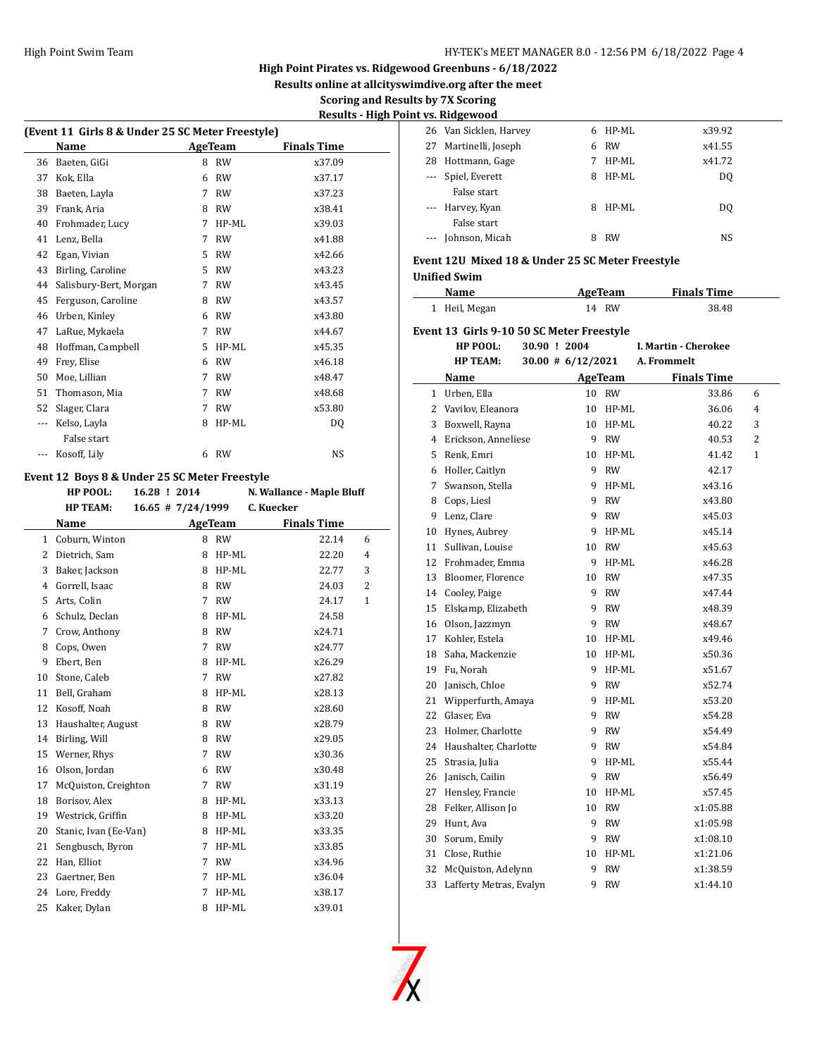## High Point Pirates vs. Ridgewood Greenbuns - 6/18/2022

**Results online at allcityswimdive.org after the meet**

**Scoring and Results by 7X Scoring**

**Results - High Point vs. Ridgewood**

### (Event 11 Girls 8 & Under 25 SC Meter Freestyle)

| | Name | Age | Team | Finals Time |
|---|---|---|---|---|
| 36 | Baeten, GiGi | 8 | RW | x37.09 |
| 37 | Kok, Ella | 6 | RW | x37.17 |
| 38 | Baeten, Layla | 7 | RW | x37.23 |
| 39 | Frank, Aria | 8 | RW | x38.41 |
| 40 | Frohmader, Lucy | 7 | HP-ML | x39.03 |
| 41 | Lenz, Bella | 7 | RW | x41.88 |
| 42 | Egan, Vivian | 5 | RW | x42.66 |
| 43 | Birling, Caroline | 5 | RW | x43.23 |
| 44 | Salisbury-Bert, Morgan | 7 | RW | x43.45 |
| 45 | Ferguson, Caroline | 8 | RW | x43.57 |
| 46 | Urben, Kinley | 6 | RW | x43.80 |
| 47 | LaRue, Mykaela | 7 | RW | x44.67 |
| 48 | Hoffman, Campbell | 5 | HP-ML | x45.35 |
| 49 | Frey, Elise | 6 | RW | x46.18 |
| 50 | Moe, Lillian | 7 | RW | x48.47 |
| 51 | Thomason, Mia | 7 | RW | x48.68 |
| 52 | Slager, Clara | 7 | RW | x53.80 |
| --- | Kelso, Layla<br>False start | 8 | HP-ML | DQ |
| --- | Kosoff, Lily | 6 | RW | NS |

### Event 12 Boys 8 & Under 25 SC Meter Freestyle

HP POOL: 16.28 ! 2014 N. Wallance - Maple Bluff

HP TEAM: 16.65 # 7/24/1999 C. Kuecker

| | Name | Age | Team | Finals Time | Points |
|---|---|---|---|---|---|
| 1 | Coburn, Winton | 8 | RW | 22.14 | 6 |
| 2 | Dietrich, Sam | 8 | HP-ML | 22.20 | 4 |
| 3 | Baker, Jackson | 8 | HP-ML | 22.77 | 3 |
| 4 | Gorrell, Isaac | 8 | RW | 24.03 | 2 |
| 5 | Arts, Colin | 7 | RW | 24.17 | 1 |
| 6 | Schulz, Declan | 8 | HP-ML | 24.58 | |
| 7 | Crow, Anthony | 8 | RW | x24.71 | |
| 8 | Cops, Owen | 7 | RW | x24.77 | |
| 9 | Ebert, Ben | 8 | HP-ML | x26.29 | |
| 10 | Stone, Caleb | 7 | RW | x27.82 | |
| 11 | Bell, Graham | 8 | HP-ML | x28.13 | |
| 12 | Kosoff, Noah | 8 | RW | x28.60 | |
| 13 | Haushalter, August | 8 | RW | x28.79 | |
| 14 | Birling, Will | 8 | RW | x29.05 | |
| 15 | Werner, Rhys | 7 | RW | x30.36 | |
| 16 | Olson, Jordan | 6 | RW | x30.48 | |
| 17 | McQuiston, Creighton | 7 | RW | x31.19 | |
| 18 | Borisov, Alex | 8 | HP-ML | x33.13 | |
| 19 | Westrick, Griffin | 8 | HP-ML | x33.20 | |
| 20 | Stanic, Ivan (Ee-Van) | 8 | HP-ML | x33.35 | |
| 21 | Sengbusch, Byron | 7 | HP-ML | x33.85 | |
| 22 | Han, Elliot | 7 | RW | x34.96 | |
| 23 | Gaertner, Ben | 7 | HP-ML | x36.04 | |
| 24 | Lore, Freddy | 7 | HP-ML | x38.17 | |
| 25 | Kaker, Dylan | 8 | HP-ML | x39.01 | |
| 26 | Van Sicklen, Harvey | 6 | HP-ML | x39.92 | |
| 27 | Martinelli, Joseph | 6 | RW | x41.55 | |
| 28 | Hottmann, Gage | 7 | HP-ML | x41.72 | |
| --- | Spiel, Everett<br>False start | 8 | HP-ML | DQ | |
| --- | Harvey, Kyan<br>False start | 8 | HP-ML | DQ | |
| --- | Johnson, Micah | 8 | RW | NS | |

### Event 12U Mixed 18 & Under 25 SC Meter Freestyle

**Unified Swim**

| | Name | Age | Team | Finals Time |
|---|---|---|---|---|
| 1 | Heil, Megan | 14 | RW | 38.48 |

### Event 13 Girls 9-10 50 SC Meter Freestyle

HP POOL: 30.90 ! 2004 I. Martin - Cherokee

HP TEAM: 30.00 # 6/12/2021 A. Frommelt

| | Name | Age | Team | Finals Time | Points |
|---|---|---|---|---|---|
| 1 | Urben, Ella | 10 | RW | 33.86 | 6 |
| 2 | Vavilov, Eleanora | 10 | HP-ML | 36.06 | 4 |
| 3 | Boxwell, Rayna | 10 | HP-ML | 40.22 | 3 |
| 4 | Erickson, Anneliese | 9 | RW | 40.53 | 2 |
| 5 | Renk, Emri | 10 | HP-ML | 41.42 | 1 |
| 6 | Holler, Caitlyn | 9 | RW | 42.17 | |
| 7 | Swanson, Stella | 9 | HP-ML | x43.16 | |
| 8 | Cops, Liesl | 9 | RW | x43.80 | |
| 9 | Lenz, Clare | 9 | RW | x45.03 | |
| 10 | Hynes, Aubrey | 9 | HP-ML | x45.14 | |
| 11 | Sullivan, Louise | 10 | RW | x45.63 | |
| 12 | Frohmader, Emma | 9 | HP-ML | x46.28 | |
| 13 | Bloomer, Florence | 10 | RW | x47.35 | |
| 14 | Cooley, Paige | 9 | RW | x47.44 | |
| 15 | Elskamp, Elizabeth | 9 | RW | x48.39 | |
| 16 | Olson, Jazzmyn | 9 | RW | x48.67 | |
| 17 | Kohler, Estela | 10 | HP-ML | x49.46 | |
| 18 | Saha, Mackenzie | 10 | HP-ML | x50.36 | |
| 19 | Fu, Norah | 9 | HP-ML | x51.67 | |
| 20 | Janisch, Chloe | 9 | RW | x52.74 | |
| 21 | Wipperfurth, Amaya | 9 | HP-ML | x53.20 | |
| 22 | Glaser, Eva | 9 | RW | x54.28 | |
| 23 | Holmer, Charlotte | 9 | RW | x54.49 | |
| 24 | Haushalter, Charlotte | 9 | RW | x54.84 | |
| 25 | Strasia, Julia | 9 | HP-ML | x55.44 | |
| 26 | Janisch, Cailin | 9 | RW | x56.49 | |
| 27 | Hensley, Francie | 10 | HP-ML | x57.45 | |
| 28 | Felker, Allison Jo | 10 | RW | x1:05.88 | |
| 29 | Hunt, Ava | 9 | RW | x1:05.98 | |
| 30 | Sorum, Emily | 9 | RW | x1:08.10 | |
| 31 | Close, Ruthie | 10 | HP-ML | x1:21.06 | |
| 32 | McQuiston, Adelynn | 9 | RW | x1:38.59 | |
| 33 | Lafferty Metras, Evalyn | 9 | RW | x1:44.10 | |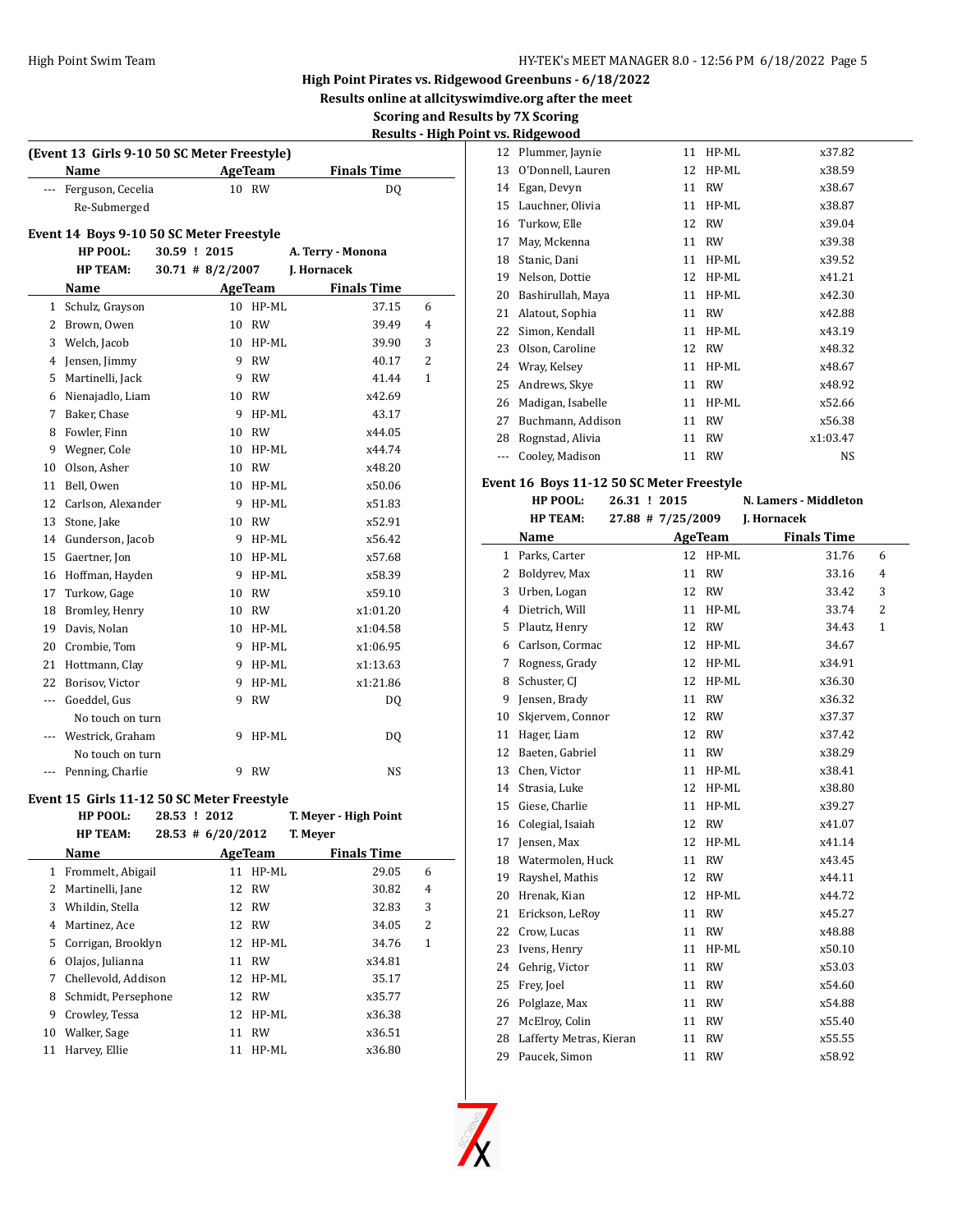High Point Pirates vs. Ridgewood Greenbuns - 6/18/2022
Results online at allcityswimdive.org after the meet
Scoring and Results by 7X Scoring
Results - High Point vs. Ridgewood

### (Event 13 Girls 9-10 50 SC Meter Freestyle)

| | Name | Age | Team | Finals Time | |
|---|---|---|---|---|---|
| --- | Ferguson, Cecelia | 10 | RW | DQ | |
| | Re-Submerged | | | | |

### Event 14 Boys 9-10 50 SC Meter Freestyle

**HP POOL:** 30.59 ! 2015 A. Terry - Monona
**HP TEAM:** 30.71 # 8/2/2007 J. Hornacek

| | Name | Age | Team | Finals Time | |
|---|---|---|---|---|---|
| 1 | Schulz, Grayson | 10 | HP-ML | 37.15 | 6 |
| 2 | Brown, Owen | 10 | RW | 39.49 | 4 |
| 3 | Welch, Jacob | 10 | HP-ML | 39.90 | 3 |
| 4 | Jensen, Jimmy | 9 | RW | 40.17 | 2 |
| 5 | Martinelli, Jack | 9 | RW | 41.44 | 1 |
| 6 | Nienajadlo, Liam | 10 | RW | x42.69 | |
| 7 | Baker, Chase | 9 | HP-ML | 43.17 | |
| 8 | Fowler, Finn | 10 | RW | x44.05 | |
| 9 | Wegner, Cole | 10 | HP-ML | x44.74 | |
| 10 | Olson, Asher | 10 | RW | x48.20 | |
| 11 | Bell, Owen | 10 | HP-ML | x50.06 | |
| 12 | Carlson, Alexander | 9 | HP-ML | x51.83 | |
| 13 | Stone, Jake | 10 | RW | x52.91 | |
| 14 | Gunderson, Jacob | 9 | HP-ML | x56.42 | |
| 15 | Gaertner, Jon | 10 | HP-ML | x57.68 | |
| 16 | Hoffman, Hayden | 9 | HP-ML | x58.39 | |
| 17 | Turkow, Gage | 10 | RW | x59.10 | |
| 18 | Bromley, Henry | 10 | RW | x1:01.20 | |
| 19 | Davis, Nolan | 10 | HP-ML | x1:04.58 | |
| 20 | Crombie, Tom | 9 | HP-ML | x1:06.95 | |
| 21 | Hottmann, Clay | 9 | HP-ML | x1:13.63 | |
| 22 | Borisov, Victor | 9 | HP-ML | x1:21.86 | |
| --- | Goeddel, Gus | 9 | RW | DQ | |
| | No touch on turn | | | | |
| --- | Westrick, Graham | 9 | HP-ML | DQ | |
| | No touch on turn | | | | |
| --- | Penning, Charlie | 9 | RW | NS | |

### Event 15 Girls 11-12 50 SC Meter Freestyle

**HP POOL:** 28.53 ! 2012 T. Meyer - High Point
**HP TEAM:** 28.53 # 6/20/2012 T. Meyer

| | Name | Age | Team | Finals Time | |
|---|---|---|---|---|---|
| 1 | Frommelt, Abigail | 11 | HP-ML | 29.05 | 6 |
| 2 | Martinelli, Jane | 12 | RW | 30.82 | 4 |
| 3 | Whildin, Stella | 12 | RW | 32.83 | 3 |
| 4 | Martinez, Ace | 12 | RW | 34.05 | 2 |
| 5 | Corrigan, Brooklyn | 12 | HP-ML | 34.76 | 1 |
| 6 | Olajos, Julianna | 11 | RW | x34.81 | |
| 7 | Chellevold, Addison | 12 | HP-ML | 35.17 | |
| 8 | Schmidt, Persephone | 12 | RW | x35.77 | |
| 9 | Crowley, Tessa | 12 | HP-ML | x36.38 | |
| 10 | Walker, Sage | 11 | RW | x36.51 | |
| 11 | Harvey, Ellie | 11 | HP-ML | x36.80 | |
| 12 | Plummer, Jaynie | 11 | HP-ML | x37.82 | |
| 13 | O'Donnell, Lauren | 12 | HP-ML | x38.59 | |
| 14 | Egan, Devyn | 11 | RW | x38.67 | |
| 15 | Lauchner, Olivia | 11 | HP-ML | x38.87 | |
| 16 | Turkow, Elle | 12 | RW | x39.04 | |
| 17 | May, Mckenna | 11 | RW | x39.38 | |
| 18 | Stanic, Dani | 11 | HP-ML | x39.52 | |
| 19 | Nelson, Dottie | 12 | HP-ML | x41.21 | |
| 20 | Bashirullah, Maya | 11 | HP-ML | x42.30 | |
| 21 | Alatout, Sophia | 11 | RW | x42.88 | |
| 22 | Simon, Kendall | 11 | HP-ML | x43.19 | |
| 23 | Olson, Caroline | 12 | RW | x48.32 | |
| 24 | Wray, Kelsey | 11 | HP-ML | x48.67 | |
| 25 | Andrews, Skye | 11 | RW | x48.92 | |
| 26 | Madigan, Isabelle | 11 | HP-ML | x52.66 | |
| 27 | Buchmann, Addison | 11 | RW | x56.38 | |
| 28 | Rognstad, Alivia | 11 | RW | x1:03.47 | |
| --- | Cooley, Madison | 11 | RW | NS | |

### Event 16 Boys 11-12 50 SC Meter Freestyle

**HP POOL:** 26.31 ! 2015 N. Lamers - Middleton
**HP TEAM:** 27.88 # 7/25/2009 J. Hornacek

| | Name | Age | Team | Finals Time | |
|---|---|---|---|---|---|
| 1 | Parks, Carter | 12 | HP-ML | 31.76 | 6 |
| 2 | Boldyrev, Max | 11 | RW | 33.16 | 4 |
| 3 | Urben, Logan | 12 | RW | 33.42 | 3 |
| 4 | Dietrich, Will | 11 | HP-ML | 33.74 | 2 |
| 5 | Plautz, Henry | 12 | RW | 34.43 | 1 |
| 6 | Carlson, Cormac | 12 | HP-ML | 34.67 | |
| 7 | Rogness, Grady | 12 | HP-ML | x34.91 | |
| 8 | Schuster, CJ | 12 | HP-ML | x36.30 | |
| 9 | Jensen, Brady | 11 | RW | x36.32 | |
| 10 | Skjervem, Connor | 12 | RW | x37.37 | |
| 11 | Hager, Liam | 12 | RW | x37.42 | |
| 12 | Baeten, Gabriel | 11 | RW | x38.29 | |
| 13 | Chen, Victor | 11 | HP-ML | x38.41 | |
| 14 | Strasia, Luke | 12 | HP-ML | x38.80 | |
| 15 | Giese, Charlie | 11 | HP-ML | x39.27 | |
| 16 | Colegial, Isaiah | 12 | RW | x41.07 | |
| 17 | Jensen, Max | 12 | HP-ML | x41.14 | |
| 18 | Watermolen, Huck | 11 | RW | x43.45 | |
| 19 | Rayshel, Mathis | 12 | RW | x44.11 | |
| 20 | Hrenak, Kian | 12 | HP-ML | x44.72 | |
| 21 | Erickson, LeRoy | 11 | RW | x45.27 | |
| 22 | Crow, Lucas | 11 | RW | x48.88 | |
| 23 | Ivens, Henry | 11 | HP-ML | x50.10 | |
| 24 | Gehrig, Victor | 11 | RW | x53.03 | |
| 25 | Frey, Joel | 11 | RW | x54.60 | |
| 26 | Polglaze, Max | 11 | RW | x54.88 | |
| 27 | McElroy, Colin | 11 | RW | x55.40 | |
| 28 | Lafferty Metras, Kieran | 11 | RW | x55.55 | |
| 29 | Paucek, Simon | 11 | RW | x58.92 | |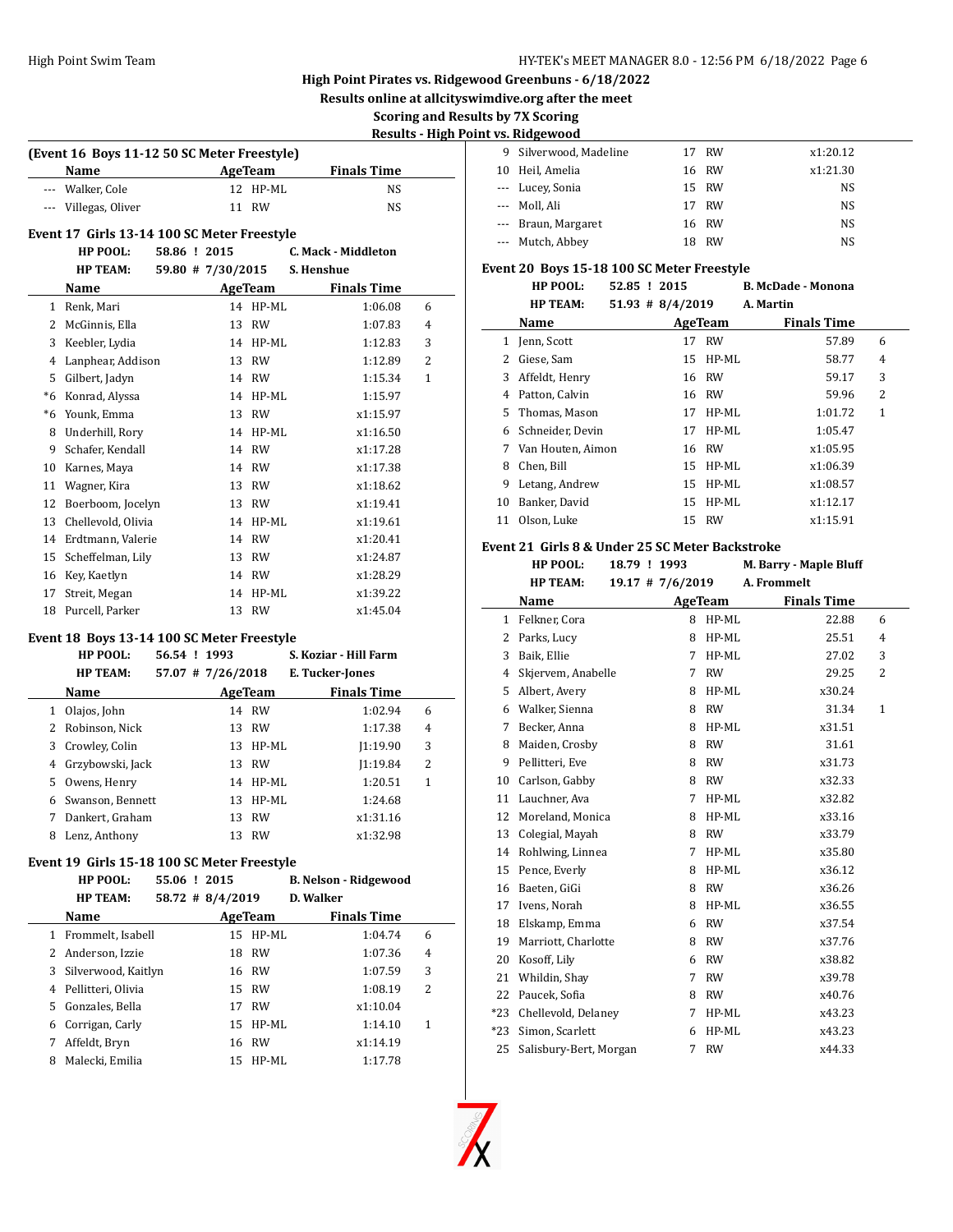High Point Pirates vs. Ridgewood Greenbuns - 6/18/2022

Results online at allcityswimdive.org after the meet

Scoring and Results by 7X Scoring

Results - High Point vs. Ridgewood

**(Event 16 Boys 11-12 50 SC Meter Freestyle)**

| | Name | Age | Team | Finals Time | |
|---|---|---|---|---|---|
| --- | Walker, Cole | 12 | HP-ML | NS | |
| --- | Villegas, Oliver | 11 | RW | NS | |

### Event 17 Girls 13-14 100 SC Meter Freestyle

HP POOL: 58.86 ! 2015 C. Mack - Middleton
HP TEAM: 59.80 # 7/30/2015 S. Henshue

| | Name | Age | Team | Finals Time | |
|---|---|---|---|---|---|
| 1 | Renk, Mari | 14 | HP-ML | 1:06.08 | 6 |
| 2 | McGinnis, Ella | 13 | RW | 1:07.83 | 4 |
| 3 | Keebler, Lydia | 14 | HP-ML | 1:12.83 | 3 |
| 4 | Lanphear, Addison | 13 | RW | 1:12.89 | 2 |
| 5 | Gilbert, Jadyn | 14 | RW | 1:15.34 | 1 |
| *6 | Konrad, Alyssa | 14 | HP-ML | 1:15.97 | |
| *6 | Younk, Emma | 13 | RW | x1:15.97 | |
| 8 | Underhill, Rory | 14 | HP-ML | x1:16.50 | |
| 9 | Schafer, Kendall | 14 | RW | x1:17.28 | |
| 10 | Karnes, Maya | 14 | RW | x1:17.38 | |
| 11 | Wagner, Kira | 13 | RW | x1:18.62 | |
| 12 | Boerboom, Jocelyn | 13 | RW | x1:19.41 | |
| 13 | Chellevold, Olivia | 14 | HP-ML | x1:19.61 | |
| 14 | Erdtmann, Valerie | 14 | RW | x1:20.41 | |
| 15 | Scheffelman, Lily | 13 | RW | x1:24.87 | |
| 16 | Key, Kaetlyn | 14 | RW | x1:28.29 | |
| 17 | Streit, Megan | 14 | HP-ML | x1:39.22 | |
| 18 | Purcell, Parker | 13 | RW | x1:45.04 | |

### Event 18 Boys 13-14 100 SC Meter Freestyle

HP POOL: 56.54 ! 1993 S. Koziar - Hill Farm
HP TEAM: 57.07 # 7/26/2018 E. Tucker-Jones

| | Name | Age | Team | Finals Time | |
|---|---|---|---|---|---|
| 1 | Olajos, John | 14 | RW | 1:02.94 | 6 |
| 2 | Robinson, Nick | 13 | RW | 1:17.38 | 4 |
| 3 | Crowley, Colin | 13 | HP-ML | J1:19.90 | 3 |
| 4 | Grzybowski, Jack | 13 | RW | J1:19.84 | 2 |
| 5 | Owens, Henry | 14 | HP-ML | 1:20.51 | 1 |
| 6 | Swanson, Bennett | 13 | HP-ML | 1:24.68 | |
| 7 | Dankert, Graham | 13 | RW | x1:31.16 | |
| 8 | Lenz, Anthony | 13 | RW | x1:32.98 | |

### Event 19 Girls 15-18 100 SC Meter Freestyle

HP POOL: 55.06 ! 2015 B. Nelson - Ridgewood
HP TEAM: 58.72 # 8/4/2019 D. Walker

| | Name | Age | Team | Finals Time | |
|---|---|---|---|---|---|
| 1 | Frommelt, Isabell | 15 | HP-ML | 1:04.74 | 6 |
| 2 | Anderson, Izzie | 18 | RW | 1:07.36 | 4 |
| 3 | Silverwood, Kaitlyn | 16 | RW | 1:07.59 | 3 |
| 4 | Pellitteri, Olivia | 15 | RW | 1:08.19 | 2 |
| 5 | Gonzales, Bella | 17 | RW | x1:10.04 | |
| 6 | Corrigan, Carly | 15 | HP-ML | 1:14.10 | 1 |
| 7 | Affeldt, Bryn | 16 | RW | x1:14.19 | |
| 8 | Malecki, Emilia | 15 | HP-ML | 1:17.78 | |
| 9 | Silverwood, Madeline | 17 | RW | x1:20.12 | |
| 10 | Heil, Amelia | 16 | RW | x1:21.30 | |
| --- | Lucey, Sonia | 15 | RW | NS | |
| --- | Moll, Ali | 17 | RW | NS | |
| --- | Braun, Margaret | 16 | RW | NS | |
| --- | Mutch, Abbey | 18 | RW | NS | |

### Event 20 Boys 15-18 100 SC Meter Freestyle

HP POOL: 52.85 ! 2015 B. McDade - Monona
HP TEAM: 51.93 # 8/4/2019 A. Martin

| | Name | Age | Team | Finals Time | |
|---|---|---|---|---|---|
| 1 | Jenn, Scott | 17 | RW | 57.89 | 6 |
| 2 | Giese, Sam | 15 | HP-ML | 58.77 | 4 |
| 3 | Affeldt, Henry | 16 | RW | 59.17 | 3 |
| 4 | Patton, Calvin | 16 | RW | 59.96 | 2 |
| 5 | Thomas, Mason | 17 | HP-ML | 1:01.72 | 1 |
| 6 | Schneider, Devin | 17 | HP-ML | 1:05.47 | |
| 7 | Van Houten, Aimon | 16 | RW | x1:05.95 | |
| 8 | Chen, Bill | 15 | HP-ML | x1:06.39 | |
| 9 | Letang, Andrew | 15 | HP-ML | x1:08.57 | |
| 10 | Banker, David | 15 | HP-ML | x1:12.17 | |
| 11 | Olson, Luke | 15 | RW | x1:15.91 | |

### Event 21 Girls 8 & Under 25 SC Meter Backstroke

HP POOL: 18.79 ! 1993 M. Barry - Maple Bluff
HP TEAM: 19.17 # 7/6/2019 A. Frommelt

| | Name | Age | Team | Finals Time | |
|---|---|---|---|---|---|
| 1 | Felkner, Cora | 8 | HP-ML | 22.88 | 6 |
| 2 | Parks, Lucy | 8 | HP-ML | 25.51 | 4 |
| 3 | Baik, Ellie | 7 | HP-ML | 27.02 | 3 |
| 4 | Skjervem, Anabelle | 7 | RW | 29.25 | 2 |
| 5 | Albert, Avery | 8 | HP-ML | x30.24 | |
| 6 | Walker, Sienna | 8 | RW | 31.34 | 1 |
| 7 | Becker, Anna | 8 | HP-ML | x31.51 | |
| 8 | Maiden, Crosby | 8 | RW | 31.61 | |
| 9 | Pellitteri, Eve | 8 | RW | x31.73 | |
| 10 | Carlson, Gabby | 8 | RW | x32.33 | |
| 11 | Lauchner, Ava | 7 | HP-ML | x32.82 | |
| 12 | Moreland, Monica | 8 | HP-ML | x33.16 | |
| 13 | Colegial, Mayah | 8 | RW | x33.79 | |
| 14 | Rohlwing, Linnea | 7 | HP-ML | x35.80 | |
| 15 | Pence, Everly | 8 | HP-ML | x36.12 | |
| 16 | Baeten, GiGi | 8 | RW | x36.26 | |
| 17 | Ivens, Norah | 8 | HP-ML | x36.55 | |
| 18 | Elskamp, Emma | 6 | RW | x37.54 | |
| 19 | Marriott, Charlotte | 8 | RW | x37.76 | |
| 20 | Kosoff, Lily | 6 | RW | x38.82 | |
| 21 | Whildin, Shay | 7 | RW | x39.78 | |
| 22 | Paucek, Sofia | 8 | RW | x40.76 | |
| *23 | Chellevold, Delaney | 7 | HP-ML | x43.23 | |
| *23 | Simon, Scarlett | 6 | HP-ML | x43.23 | |
| 25 | Salisbury-Bert, Morgan | 7 | RW | x44.33 | |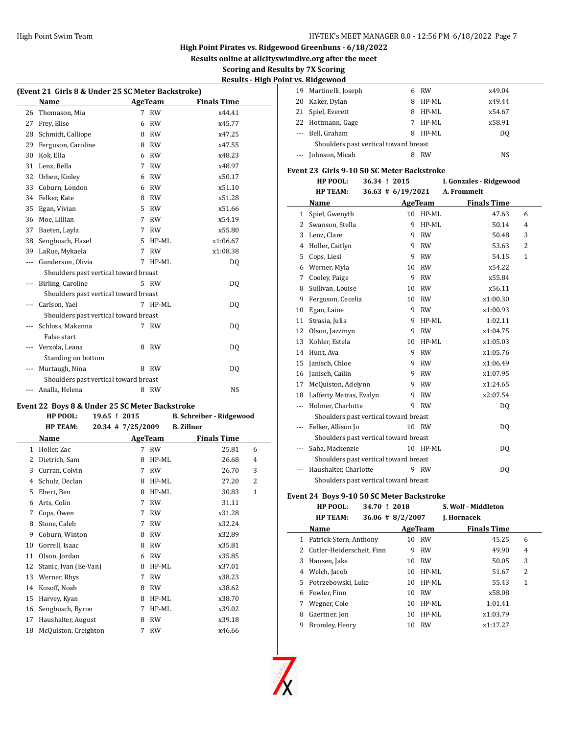# High Point Pirates vs. Ridgewood Greenbuns - 6/18/2022

**Results online at allcityswimdive.org after the meet**

**Scoring and Results by 7X Scoring**

**Results - High Point vs. Ridgewood**

### (Event 21 Girls 8 & Under 25 SC Meter Backstroke)

| | Name | Age | Team | Finals Time | |
|---|---|---|---|---|---|
| 26 | Thomason, Mia | 7 | RW | x44.41 | |
| 27 | Frey, Elise | 6 | RW | x45.77 | |
| 28 | Schmidt, Calliope | 8 | RW | x47.25 | |
| 29 | Ferguson, Caroline | 8 | RW | x47.55 | |
| 30 | Kok, Ella | 6 | RW | x48.23 | |
| 31 | Lenz, Bella | 7 | RW | x48.97 | |
| 32 | Urben, Kinley | 6 | RW | x50.17 | |
| 33 | Coburn, London | 6 | RW | x51.10 | |
| 34 | Felker, Kate | 8 | RW | x51.28 | |
| 35 | Egan, Vivian | 5 | RW | x51.66 | |
| 36 | Moe, Lillian | 7 | RW | x54.19 | |
| 37 | Baeten, Layla | 7 | RW | x55.80 | |
| 38 | Sengbusch, Hazel | 5 | HP-ML | x1:06.67 | |
| 39 | LaRue, Mykaela | 7 | RW | x1:08.38 | |
| --- | Gunderson, Olivia | 7 | HP-ML | DQ | |
| | Shoulders past vertical toward breast | | | | |
| --- | Birling, Caroline | 5 | RW | DQ | |
| | Shoulders past vertical toward breast | | | | |
| --- | Carlson, Yael | 7 | HP-ML | DQ | |
| | Shoulders past vertical toward breast | | | | |
| --- | Schloss, Makenna | 7 | RW | DQ | |
| | False start | | | | |
| --- | Verzola, Leana | 8 | RW | DQ | |
| | Standing on bottom | | | | |
| --- | Murtaugh, Nina | 8 | RW | DQ | |
| | Shoulders past vertical toward breast | | | | |
| --- | Analla, Helena | 8 | RW | NS | |

### Event 22 Boys 8 & Under 25 SC Meter Backstroke

**HP POOL:** 19.65 ! 2015 **B. Schreiber - Ridgewood**
**HP TEAM:** 20.34 # 7/25/2009 **B. Zillner**

| | Name | Age | Team | Finals Time | |
|---|---|---|---|---|---|
| 1 | Holler, Zac | 7 | RW | 25.81 | 6 |
| 2 | Dietrich, Sam | 8 | HP-ML | 26.68 | 4 |
| 3 | Curran, Colvin | 7 | RW | 26.70 | 3 |
| 4 | Schulz, Declan | 8 | HP-ML | 27.20 | 2 |
| 5 | Ebert, Ben | 8 | HP-ML | 30.83 | 1 |
| 6 | Arts, Colin | 7 | RW | 31.11 | |
| 7 | Cops, Owen | 7 | RW | x31.28 | |
| 8 | Stone, Caleb | 7 | RW | x32.24 | |
| 9 | Coburn, Winton | 8 | RW | x32.89 | |
| 10 | Gorrell, Isaac | 8 | RW | x35.81 | |
| 11 | Olson, Jordan | 6 | RW | x35.85 | |
| 12 | Stanic, Ivan (Ee-Van) | 8 | HP-ML | x37.01 | |
| 13 | Werner, Rhys | 7 | RW | x38.23 | |
| 14 | Kosoff, Noah | 8 | RW | x38.62 | |
| 15 | Harvey, Kyan | 8 | HP-ML | x38.70 | |
| 16 | Sengbusch, Byron | 7 | HP-ML | x39.02 | |
| 17 | Haushalter, August | 8 | RW | x39.18 | |
| 18 | McQuiston, Creighton | 7 | RW | x46.66 | |
| 19 | Martinelli, Joseph | 6 | RW | x49.04 | |
| 20 | Kaker, Dylan | 8 | HP-ML | x49.44 | |
| 21 | Spiel, Everett | 8 | HP-ML | x54.67 | |
| 22 | Hottmann, Gage | 7 | HP-ML | x58.91 | |
| --- | Bell, Graham | 8 | HP-ML | DQ | |
| | Shoulders past vertical toward breast | | | | |
| --- | Johnson, Micah | 8 | RW | NS | |

### Event 23 Girls 9-10 50 SC Meter Backstroke

**HP POOL:** 36.34 ! 2015 **I. Gonzales - Ridgewood**
**HP TEAM:** 36.63 # 6/19/2021 **A. Frommelt**

| | Name | Age | Team | Finals Time | |
|---|---|---|---|---|---|
| 1 | Spiel, Gwenyth | 10 | HP-ML | 47.63 | 6 |
| 2 | Swanson, Stella | 9 | HP-ML | 50.14 | 4 |
| 3 | Lenz, Clare | 9 | RW | 50.48 | 3 |
| 4 | Holler, Caitlyn | 9 | RW | 53.63 | 2 |
| 5 | Cops, Liesl | 9 | RW | 54.15 | 1 |
| 6 | Werner, Myla | 10 | RW | x54.22 | |
| 7 | Cooley, Paige | 9 | RW | x55.84 | |
| 8 | Sullivan, Louise | 10 | RW | x56.11 | |
| 9 | Ferguson, Cecelia | 10 | RW | x1:00.30 | |
| 10 | Egan, Laine | 9 | RW | x1:00.93 | |
| 11 | Strasia, Julia | 9 | HP-ML | 1:02.11 | |
| 12 | Olson, Jazzmyn | 9 | RW | x1:04.75 | |
| 13 | Kohler, Estela | 10 | HP-ML | x1:05.03 | |
| 14 | Hunt, Ava | 9 | RW | x1:05.76 | |
| 15 | Janisch, Chloe | 9 | RW | x1:06.49 | |
| 16 | Janisch, Cailin | 9 | RW | x1:07.95 | |
| 17 | McQuiston, Adelynn | 9 | RW | x1:24.65 | |
| 18 | Lafferty Metras, Evalyn | 9 | RW | x2:07.54 | |
| --- | Holmer, Charlotte | 9 | RW | DQ | |
| | Shoulders past vertical toward breast | | | | |
| --- | Felker, Allison Jo | 10 | RW | DQ | |
| | Shoulders past vertical toward breast | | | | |
| --- | Saha, Mackenzie | 10 | HP-ML | DQ | |
| | Shoulders past vertical toward breast | | | | |
| --- | Haushalter, Charlotte | 9 | RW | DQ | |
| | Shoulders past vertical toward breast | | | | |

### Event 24 Boys 9-10 50 SC Meter Backstroke

**HP POOL:** 34.70 ! 2018 **S. Wolf - Middleton**
**HP TEAM:** 36.06 # 8/2/2007 **J. Hornacek**

| | Name | Age | Team | Finals Time | |
|---|---|---|---|---|---|
| 1 | Patrick-Stern, Anthony | 10 | RW | 45.25 | 6 |
| 2 | Cutler-Heiderscheit, Finn | 9 | RW | 49.90 | 4 |
| 3 | Hansen, Jake | 10 | RW | 50.05 | 3 |
| 4 | Welch, Jacob | 10 | HP-ML | 51.67 | 2 |
| 5 | Potrzebowski, Luke | 10 | HP-ML | 55.43 | 1 |
| 6 | Fowler, Finn | 10 | RW | x58.08 | |
| 7 | Wegner, Cole | 10 | HP-ML | 1:01.41 | |
| 8 | Gaertner, Jon | 10 | HP-ML | x1:03.79 | |
| 9 | Bromley, Henry | 10 | RW | x1:17.27 | |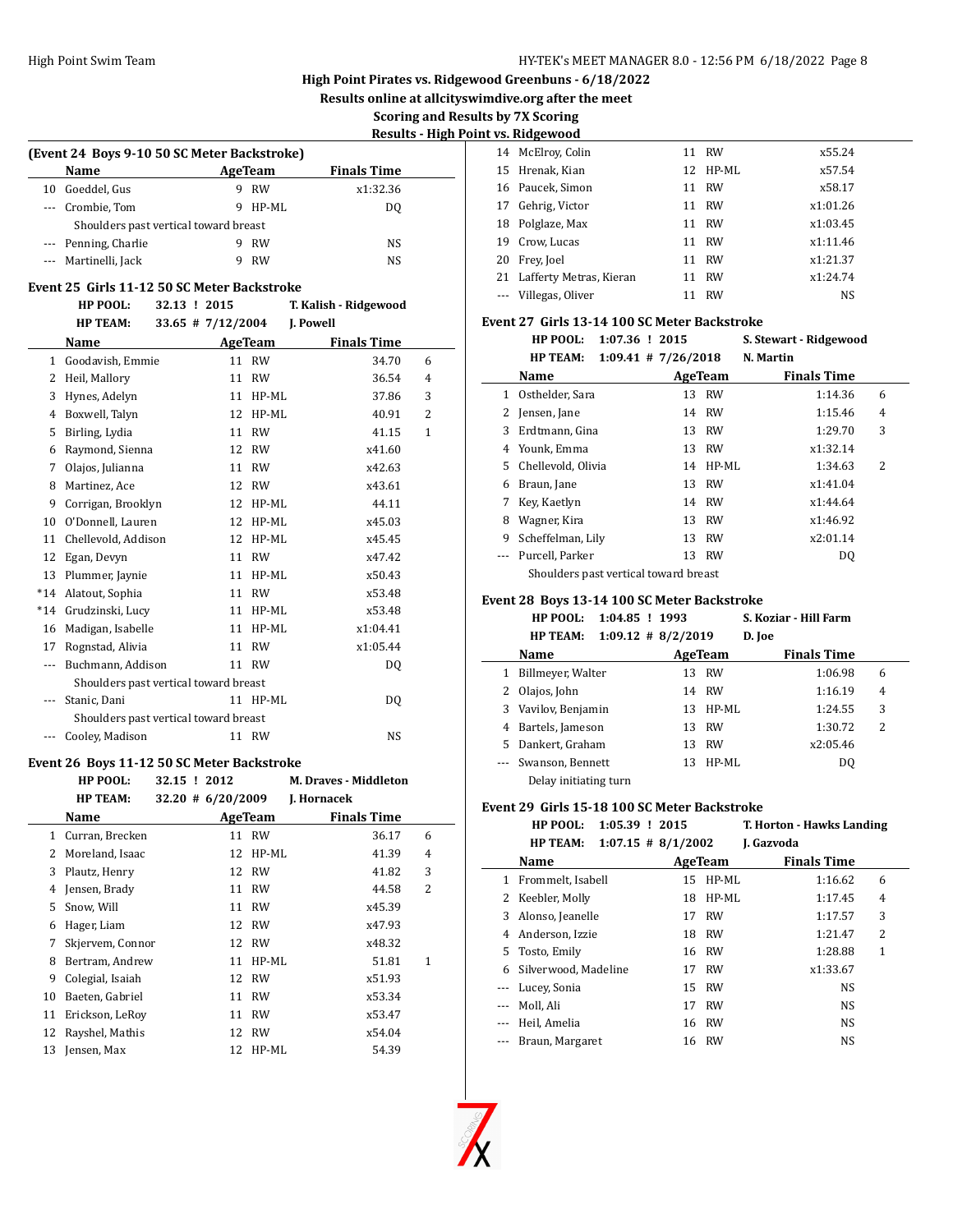## High Point Pirates vs. Ridgewood Greenbuns - 6/18/2022

**Results online at allcityswimdive.org after the meet**

**Scoring and Results by 7X Scoring**

**Results - High Point vs. Ridgewood**

### (Event 24 Boys 9-10 50 SC Meter Backstroke)

| | Name | Age | Team | Finals Time | |
|---|---|---|---|---|---|
| 10 | Goeddel, Gus | 9 | RW | x1:32.36 | |
| --- | Crombie, Tom | 9 | HP-ML | DQ | |
| | Shoulders past vertical toward breast | | | | |
| --- | Penning, Charlie | 9 | RW | NS | |
| --- | Martinelli, Jack | 9 | RW | NS | |

### Event 25 Girls 11-12 50 SC Meter Backstroke

**HP POOL:** 32.13 ! 2015 **T. Kalish - Ridgewood**

**HP TEAM:** 33.65 # 7/12/2004 **J. Powell**

| | Name | Age | Team | Finals Time | |
|---|---|---|---|---|---|
| 1 | Goodavish, Emmie | 11 | RW | 34.70 | 6 |
| 2 | Heil, Mallory | 11 | RW | 36.54 | 4 |
| 3 | Hynes, Adelyn | 11 | HP-ML | 37.86 | 3 |
| 4 | Boxwell, Talyn | 12 | HP-ML | 40.91 | 2 |
| 5 | Birling, Lydia | 11 | RW | 41.15 | 1 |
| 6 | Raymond, Sienna | 12 | RW | x41.60 | |
| 7 | Olajos, Julianna | 11 | RW | x42.63 | |
| 8 | Martinez, Ace | 12 | RW | x43.61 | |
| 9 | Corrigan, Brooklyn | 12 | HP-ML | 44.11 | |
| 10 | O'Donnell, Lauren | 12 | HP-ML | x45.03 | |
| 11 | Chellevold, Addison | 12 | HP-ML | x45.45 | |
| 12 | Egan, Devyn | 11 | RW | x47.42 | |
| 13 | Plummer, Jaynie | 11 | HP-ML | x50.43 | |
| *14 | Alatout, Sophia | 11 | RW | x53.48 | |
| *14 | Grudzinski, Lucy | 11 | HP-ML | x53.48 | |
| 16 | Madigan, Isabelle | 11 | HP-ML | x1:04.41 | |
| 17 | Rognstad, Alivia | 11 | RW | x1:05.44 | |
| --- | Buchmann, Addison | 11 | RW | DQ | |
| | Shoulders past vertical toward breast | | | | |
| --- | Stanic, Dani | 11 | HP-ML | DQ | |
| | Shoulders past vertical toward breast | | | | |
| --- | Cooley, Madison | 11 | RW | NS | |

### Event 26 Boys 11-12 50 SC Meter Backstroke

**HP POOL:** 32.15 ! 2012 **M. Draves - Middleton**

**HP TEAM:** 32.20 # 6/20/2009 **J. Hornacek**

| | Name | Age | Team | Finals Time | |
|---|---|---|---|---|---|
| 1 | Curran, Brecken | 11 | RW | 36.17 | 6 |
| 2 | Moreland, Isaac | 12 | HP-ML | 41.39 | 4 |
| 3 | Plautz, Henry | 12 | RW | 41.82 | 3 |
| 4 | Jensen, Brady | 11 | RW | 44.58 | 2 |
| 5 | Snow, Will | 11 | RW | x45.39 | |
| 6 | Hager, Liam | 12 | RW | x47.93 | |
| 7 | Skjervem, Connor | 12 | RW | x48.32 | |
| 8 | Bertram, Andrew | 11 | HP-ML | 51.81 | 1 |
| 9 | Colegial, Isaiah | 12 | RW | x51.93 | |
| 10 | Baeten, Gabriel | 11 | RW | x53.34 | |
| 11 | Erickson, LeRoy | 11 | RW | x53.47 | |
| 12 | Rayshel, Mathis | 12 | RW | x54.04 | |
| 13 | Jensen, Max | 12 | HP-ML | 54.39 | |
| 14 | McElroy, Colin | 11 | RW | x55.24 | |
| 15 | Hrenak, Kian | 12 | HP-ML | x57.54 | |
| 16 | Paucek, Simon | 11 | RW | x58.17 | |
| 17 | Gehrig, Victor | 11 | RW | x1:01.26 | |
| 18 | Polglaze, Max | 11 | RW | x1:03.45 | |
| 19 | Crow, Lucas | 11 | RW | x1:11.46 | |
| 20 | Frey, Joel | 11 | RW | x1:21.37 | |
| 21 | Lafferty Metras, Kieran | 11 | RW | x1:24.74 | |
| --- | Villegas, Oliver | 11 | RW | NS | |

### Event 27 Girls 13-14 100 SC Meter Backstroke

**HP POOL:** 1:07.36 ! 2015 **S. Stewart - Ridgewood**

**HP TEAM:** 1:09.41 # 7/26/2018 **N. Martin**

| | Name | Age | Team | Finals Time | |
|---|---|---|---|---|---|
| 1 | Osthelder, Sara | 13 | RW | 1:14.36 | 6 |
| 2 | Jensen, Jane | 14 | RW | 1:15.46 | 4 |
| 3 | Erdtmann, Gina | 13 | RW | 1:29.70 | 3 |
| 4 | Younk, Emma | 13 | RW | x1:32.14 | |
| 5 | Chellevold, Olivia | 14 | HP-ML | 1:34.63 | 2 |
| 6 | Braun, Jane | 13 | RW | x1:41.04 | |
| 7 | Key, Kaetlyn | 14 | RW | x1:44.64 | |
| 8 | Wagner, Kira | 13 | RW | x1:46.92 | |
| 9 | Scheffelman, Lily | 13 | RW | x2:01.14 | |
| --- | Purcell, Parker | 13 | RW | DQ | |
| | Shoulders past vertical toward breast | | | | |

### Event 28 Boys 13-14 100 SC Meter Backstroke

**HP POOL:** 1:04.85 ! 1993 **S. Koziar - Hill Farm**

**HP TEAM:** 1:09.12 # 8/2/2019 **D. Joe**

| | Name | Age | Team | Finals Time | |
|---|---|---|---|---|---|
| 1 | Billmeyer, Walter | 13 | RW | 1:06.98 | 6 |
| 2 | Olajos, John | 14 | RW | 1:16.19 | 4 |
| 3 | Vavilov, Benjamin | 13 | HP-ML | 1:24.55 | 3 |
| 4 | Bartels, Jameson | 13 | RW | 1:30.72 | 2 |
| 5 | Dankert, Graham | 13 | RW | x2:05.46 | |
| --- | Swanson, Bennett | 13 | HP-ML | DQ | |
| | Delay initiating turn | | | | |

### Event 29 Girls 15-18 100 SC Meter Backstroke

**HP POOL:** 1:05.39 ! 2015 **T. Horton - Hawks Landing**

**HP TEAM:** 1:07.15 # 8/1/2002 **J. Gazvoda**

| | Name | Age | Team | Finals Time | |
|---|---|---|---|---|---|
| 1 | Frommelt, Isabell | 15 | HP-ML | 1:16.62 | 6 |
| 2 | Keebler, Molly | 18 | HP-ML | 1:17.45 | 4 |
| 3 | Alonso, Jeanelle | 17 | RW | 1:17.57 | 3 |
| 4 | Anderson, Izzie | 18 | RW | 1:21.47 | 2 |
| 5 | Tosto, Emily | 16 | RW | 1:28.88 | 1 |
| 6 | Silverwood, Madeline | 17 | RW | x1:33.67 | |
| --- | Lucey, Sonia | 15 | RW | NS | |
| --- | Moll, Ali | 17 | RW | NS | |
| --- | Heil, Amelia | 16 | RW | NS | |
| --- | Braun, Margaret | 16 | RW | NS | |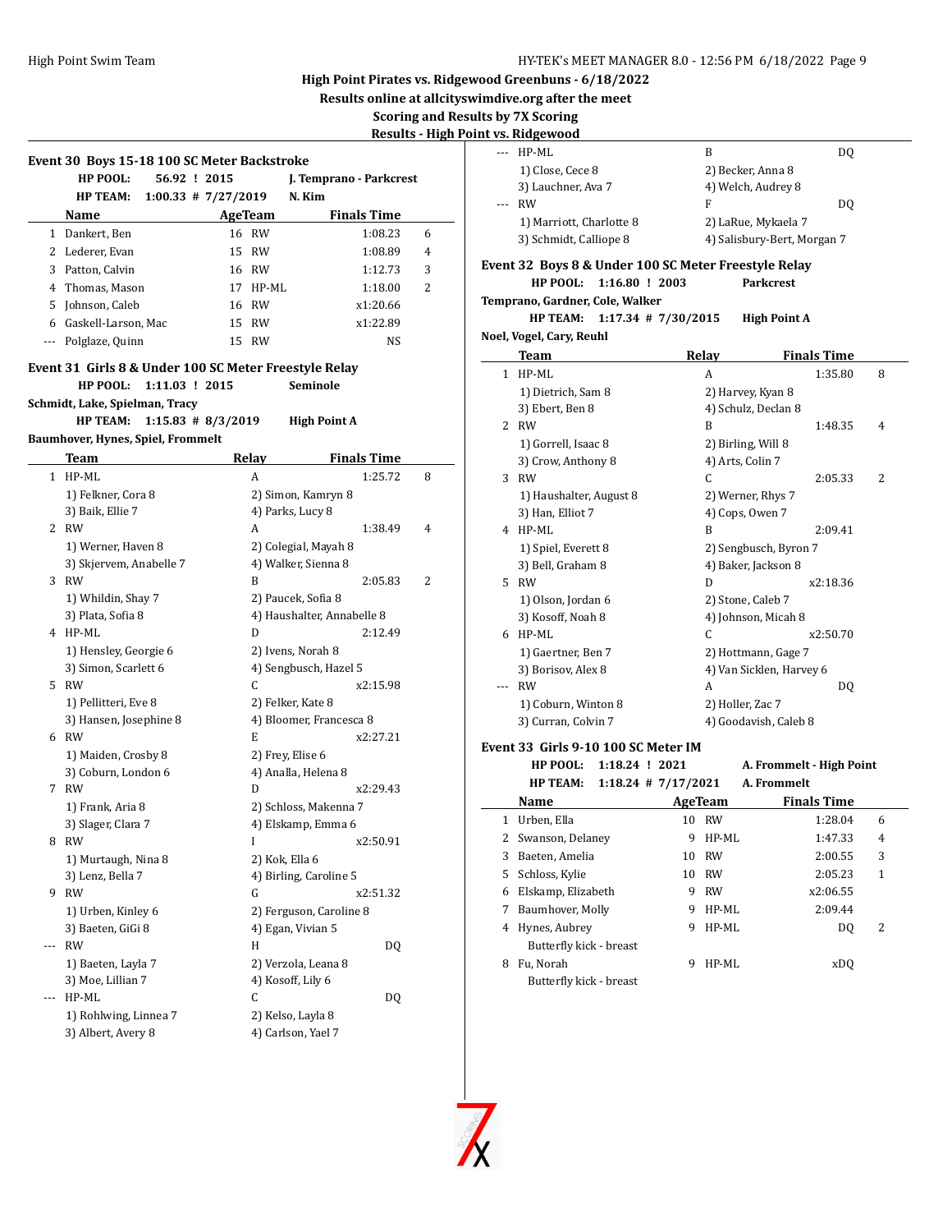**High Point Pirates vs. Ridgewood Greenbuns - 6/18/2022**
**Results online at allcityswimdive.org after the meet**
**Scoring and Results by 7X Scoring**
**Results - High Point vs. Ridgewood**

### Event 30 Boys 15-18 100 SC Meter Backstroke

HP POOL: 56.92 ! 2015 J. Temprano - Parkcrest
HP TEAM: 1:00.33 # 7/27/2019 N. Kim

| | Name | Age | Team | Finals Time | |
|---|---|---|---|---|---|
| 1 | Dankert, Ben | 16 | RW | 1:08.23 | 6 |
| 2 | Lederer, Evan | 15 | RW | 1:08.89 | 4 |
| 3 | Patton, Calvin | 16 | RW | 1:12.73 | 3 |
| 4 | Thomas, Mason | 17 | HP-ML | 1:18.00 | 2 |
| 5 | Johnson, Caleb | 16 | RW | x1:20.66 | |
| 6 | Gaskell-Larson, Mac | 15 | RW | x1:22.89 | |
| --- | Polglaze, Quinn | 15 | RW | NS | |

### Event 31 Girls 8 & Under 100 SC Meter Freestyle Relay

HP POOL: 1:11.03 ! 2015 Seminole
Schmidt, Lake, Spielman, Tracy
HP TEAM: 1:15.83 # 8/3/2019 High Point A
Baumhover, Hynes, Spiel, Frommelt

| | Team | Relay | Finals Time | |
|---|---|---|---|---|
| 1 | HP-ML | A | 1:25.72 | 8 |
| | 1) Felkner, Cora 8; 2) Simon, Kamryn 8; 3) Baik, Ellie 7; 4) Parks, Lucy 8 | | | |
| 2 | RW | A | 1:38.49 | 4 |
| | 1) Werner, Haven 8; 2) Colegial, Mayah 8; 3) Skjervem, Anabelle 7; 4) Walker, Sienna 8 | | | |
| 3 | RW | B | 2:05.83 | 2 |
| | 1) Whildin, Shay 7; 2) Paucek, Sofia 8; 3) Plata, Sofia 8; 4) Haushalter, Annabelle 8 | | | |
| 4 | HP-ML | D | 2:12.49 | |
| | 1) Hensley, Georgie 6; 2) Ivens, Norah 8; 3) Simon, Scarlett 6; 4) Sengbusch, Hazel 5 | | | |
| 5 | RW | C | x2:15.98 | |
| | 1) Pellitteri, Eve 8; 2) Felker, Kate 8; 3) Hansen, Josephine 8; 4) Bloomer, Francesca 8 | | | |
| 6 | RW | E | x2:27.21 | |
| | 1) Maiden, Crosby 8; 2) Frey, Elise 6; 3) Coburn, London 6; 4) Analla, Helena 8 | | | |
| 7 | RW | D | x2:29.43 | |
| | 1) Frank, Aria 8; 2) Schloss, Makenna 7; 3) Slager, Clara 7; 4) Elskamp, Emma 6 | | | |
| 8 | RW | I | x2:50.91 | |
| | 1) Murtaugh, Nina 8; 2) Kok, Ella 6; 3) Lenz, Bella 7; 4) Birling, Caroline 5 | | | |
| 9 | RW | G | x2:51.32 | |
| | 1) Urben, Kinley 6; 2) Ferguson, Caroline 8; 3) Baeten, GiGi 8; 4) Egan, Vivian 5 | | | |
| --- | RW | H | DQ | |
| | 1) Baeten, Layla 7; 2) Verzola, Leana 8; 3) Moe, Lillian 7; 4) Kosoff, Lily 6 | | | |
| --- | HP-ML | C | DQ | |
| | 1) Rohlwing, Linnea 7; 2) Kelso, Layla 8; 3) Albert, Avery 8; 4) Carlson, Yael 7 | | | |
| --- | HP-ML | B | DQ | |
| | 1) Close, Cece 8; 2) Becker, Anna 8; 3) Lauchner, Ava 7; 4) Welch, Audrey 8 | | | |
| --- | RW | F | DQ | |
| | 1) Marriott, Charlotte 8; 2) LaRue, Mykaela 7; 3) Schmidt, Calliope 8; 4) Salisbury-Bert, Morgan 7 | | | |

### Event 32 Boys 8 & Under 100 SC Meter Freestyle Relay

HP POOL: 1:16.80 ! 2003 Parkcrest
Temprano, Gardner, Cole, Walker
HP TEAM: 1:17.34 # 7/30/2015 High Point A
Noel, Vogel, Cary, Reuhl

| | Team | Relay | Finals Time | |
|---|---|---|---|---|
| 1 | HP-ML | A | 1:35.80 | 8 |
| | 1) Dietrich, Sam 8; 2) Harvey, Kyan 8; 3) Ebert, Ben 8; 4) Schulz, Declan 8 | | | |
| 2 | RW | B | 1:48.35 | 4 |
| | 1) Gorrell, Isaac 8; 2) Birling, Will 8; 3) Crow, Anthony 8; 4) Arts, Colin 7 | | | |
| 3 | RW | C | 2:05.33 | 2 |
| | 1) Haushalter, August 8; 2) Werner, Rhys 7; 3) Han, Elliot 7; 4) Cops, Owen 7 | | | |
| 4 | HP-ML | B | 2:09.41 | |
| | 1) Spiel, Everett 8; 2) Sengbusch, Byron 7; 3) Bell, Graham 8; 4) Baker, Jackson 8 | | | |
| 5 | RW | D | x2:18.36 | |
| | 1) Olson, Jordan 6; 2) Stone, Caleb 7; 3) Kosoff, Noah 8; 4) Johnson, Micah 8 | | | |
| 6 | HP-ML | C | x2:50.70 | |
| | 1) Gaertner, Ben 7; 2) Hottmann, Gage 7; 3) Borisov, Alex 8; 4) Van Sicklen, Harvey 6 | | | |
| --- | RW | A | DQ | |
| | 1) Coburn, Winton 8; 2) Holler, Zac 7; 3) Curran, Colvin 7; 4) Goodavish, Caleb 8 | | | |

### Event 33 Girls 9-10 100 SC Meter IM

HP POOL: 1:18.24 ! 2021 A. Frommelt - High Point
HP TEAM: 1:18.24 # 7/17/2021 A. Frommelt

| | Name | Age | Team | Finals Time | |
|---|---|---|---|---|---|
| 1 | Urben, Ella | 10 | RW | 1:28.04 | 6 |
| 2 | Swanson, Delaney | 9 | HP-ML | 1:47.33 | 4 |
| 3 | Baeten, Amelia | 10 | RW | 2:00.55 | 3 |
| 5 | Schloss, Kylie | 10 | RW | 2:05.23 | 1 |
| 6 | Elskamp, Elizabeth | 9 | RW | x2:06.55 | |
| 7 | Baumhover, Molly | 9 | HP-ML | 2:09.44 | |
| 4 | Hynes, Aubrey | 9 | HP-ML | DQ | 2 |
| | Butterfly kick - breast | | | | |
| 8 | Fu, Norah | 9 | HP-ML | xDQ | |
| | Butterfly kick - breast | | | | |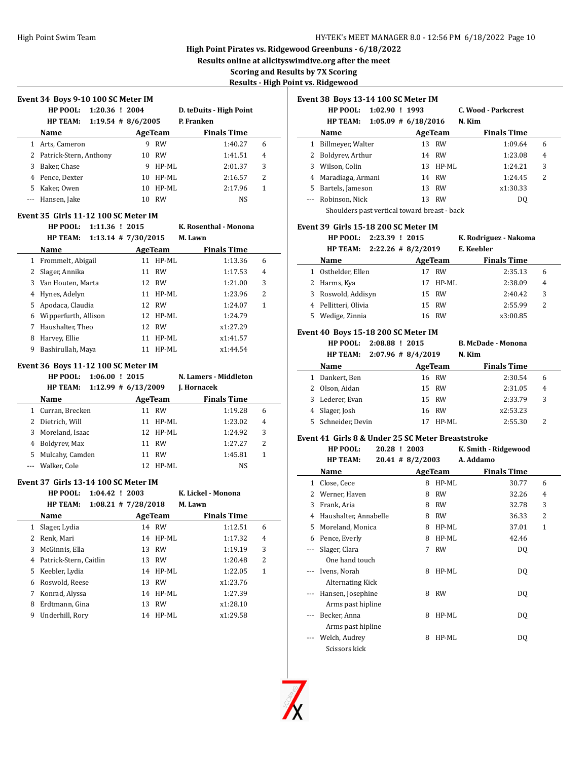High Point Pirates vs. Ridgewood Greenbuns - 6/18/2022
Results online at allcityswimdive.org after the meet
Scoring and Results by 7X Scoring
Results - High Point vs. Ridgewood

### Event 34 Boys 9-10 100 SC Meter IM

**HP POOL:** 1:20.36 ! 2004 D. teDuits - High Point
**HP TEAM:** 1:19.54 # 8/6/2005 P. Franken

| | Name | Age | Team | Finals Time | |
|---|---|---|---|---|---|
| 1 | Arts, Cameron | 9 | RW | 1:40.27 | 6 |
| 2 | Patrick-Stern, Anthony | 10 | RW | 1:41.51 | 4 |
| 3 | Baker, Chase | 9 | HP-ML | 2:01.37 | 3 |
| 4 | Pence, Dexter | 10 | HP-ML | 2:16.57 | 2 |
| 5 | Kaker, Owen | 10 | HP-ML | 2:17.96 | 1 |
| --- | Hansen, Jake | 10 | RW | NS | |

### Event 35 Girls 11-12 100 SC Meter IM

**HP POOL:** 1:11.36 ! 2015 K. Rosenthal - Monona
**HP TEAM:** 1:13.14 # 7/30/2015 M. Lawn

| | Name | Age | Team | Finals Time | |
|---|---|---|---|---|---|
| 1 | Frommelt, Abigail | 11 | HP-ML | 1:13.36 | 6 |
| 2 | Slager, Annika | 11 | RW | 1:17.53 | 4 |
| 3 | Van Houten, Marta | 12 | RW | 1:21.00 | 3 |
| 4 | Hynes, Adelyn | 11 | HP-ML | 1:23.96 | 2 |
| 5 | Apodaca, Claudia | 12 | RW | 1:24.07 | 1 |
| 6 | Wipperfurth, Allison | 12 | HP-ML | 1:24.79 | |
| 7 | Haushalter, Theo | 12 | RW | x1:27.29 | |
| 8 | Harvey, Ellie | 11 | HP-ML | x1:41.57 | |
| 9 | Bashirullah, Maya | 11 | HP-ML | x1:44.54 | |

### Event 36 Boys 11-12 100 SC Meter IM

**HP POOL:** 1:06.00 ! 2015 N. Lamers - Middleton
**HP TEAM:** 1:12.99 # 6/13/2009 J. Hornacek

| | Name | Age | Team | Finals Time | |
|---|---|---|---|---|---|
| 1 | Curran, Brecken | 11 | RW | 1:19.28 | 6 |
| 2 | Dietrich, Will | 11 | HP-ML | 1:23.02 | 4 |
| 3 | Moreland, Isaac | 12 | HP-ML | 1:24.92 | 3 |
| 4 | Boldyrev, Max | 11 | RW | 1:27.27 | 2 |
| 5 | Mulcahy, Camden | 11 | RW | 1:45.81 | 1 |
| --- | Walker, Cole | 12 | HP-ML | NS | |

### Event 37 Girls 13-14 100 SC Meter IM

**HP POOL:** 1:04.42 ! 2003 K. Lickel - Monona
**HP TEAM:** 1:08.21 # 7/28/2018 M. Lawn

| | Name | Age | Team | Finals Time | |
|---|---|---|---|---|---|
| 1 | Slager, Lydia | 14 | RW | 1:12.51 | 6 |
| 2 | Renk, Mari | 14 | HP-ML | 1:17.32 | 4 |
| 3 | McGinnis, Ella | 13 | RW | 1:19.19 | 3 |
| 4 | Patrick-Stern, Caitlin | 13 | RW | 1:20.48 | 2 |
| 5 | Keebler, Lydia | 14 | HP-ML | 1:22.05 | 1 |
| 6 | Roswold, Reese | 13 | RW | x1:23.76 | |
| 7 | Konrad, Alyssa | 14 | HP-ML | 1:27.39 | |
| 8 | Erdtmann, Gina | 13 | RW | x1:28.10 | |
| 9 | Underhill, Rory | 14 | HP-ML | x1:29.58 | |

### Event 38 Boys 13-14 100 SC Meter IM

**HP POOL:** 1:02.90 ! 1993 C. Wood - Parkcrest
**HP TEAM:** 1:05.09 # 6/18/2016 N. Kim

| | Name | Age | Team | Finals Time | |
|---|---|---|---|---|---|
| 1 | Billmeyer, Walter | 13 | RW | 1:09.64 | 6 |
| 2 | Boldyrev, Arthur | 14 | RW | 1:23.08 | 4 |
| 3 | Wilson, Colin | 13 | HP-ML | 1:24.21 | 3 |
| 4 | Maradiaga, Armani | 14 | RW | 1:24.45 | 2 |
| 5 | Bartels, Jameson | 13 | RW | x1:30.33 | |
| --- | Robinson, Nick | 13 | RW | DQ | |
| | Shoulders past vertical toward breast - back | | | | |

### Event 39 Girls 15-18 200 SC Meter IM

**HP POOL:** 2:23.39 ! 2015 K. Rodriguez - Nakoma
**HP TEAM:** 2:22.26 # 8/2/2019 E. Keebler

| | Name | Age | Team | Finals Time | |
|---|---|---|---|---|---|
| 1 | Osthelder, Ellen | 17 | RW | 2:35.13 | 6 |
| 2 | Harms, Kya | 17 | HP-ML | 2:38.09 | 4 |
| 3 | Roswold, Addisyn | 15 | RW | 2:40.42 | 3 |
| 4 | Pellitteri, Olivia | 15 | RW | 2:55.99 | 2 |
| 5 | Wedige, Zinnia | 16 | RW | x3:00.85 | |

### Event 40 Boys 15-18 200 SC Meter IM

**HP POOL:** 2:08.88 ! 2015 B. McDade - Monona
**HP TEAM:** 2:07.96 # 8/4/2019 N. Kim

| | Name | Age | Team | Finals Time | |
|---|---|---|---|---|---|
| 1 | Dankert, Ben | 16 | RW | 2:30.54 | 6 |
| 2 | Olson, Aidan | 15 | RW | 2:31.05 | 4 |
| 3 | Lederer, Evan | 15 | RW | 2:33.79 | 3 |
| 4 | Slager, Josh | 16 | RW | x2:53.23 | |
| 5 | Schneider, Devin | 17 | HP-ML | 2:55.30 | 2 |

### Event 41 Girls 8 & Under 25 SC Meter Breaststroke

**HP POOL:** 20.28 ! 2003 K. Smith - Ridgewood
**HP TEAM:** 20.41 # 8/2/2003 A. Addamo

| | Name | Age | Team | Finals Time | |
|---|---|---|---|---|---|
| 1 | Close, Cece | 8 | HP-ML | 30.77 | 6 |
| 2 | Werner, Haven | 8 | RW | 32.26 | 4 |
| 3 | Frank, Aria | 8 | RW | 32.78 | 3 |
| 4 | Haushalter, Annabelle | 8 | RW | 36.33 | 2 |
| 5 | Moreland, Monica | 8 | HP-ML | 37.01 | 1 |
| 6 | Pence, Everly | 8 | HP-ML | 42.46 | |
| --- | Slager, Clara | 7 | RW | DQ | |
| | One hand touch | | | | |
| --- | Ivens, Norah | 8 | HP-ML | DQ | |
| | Alternating Kick | | | | |
| --- | Hansen, Josephine | 8 | RW | DQ | |
| | Arms past hipline | | | | |
| --- | Becker, Anna | 8 | HP-ML | DQ | |
| | Arms past hipline | | | | |
| --- | Welch, Audrey | 8 | HP-ML | DQ | |
| | Scissors kick | | | | |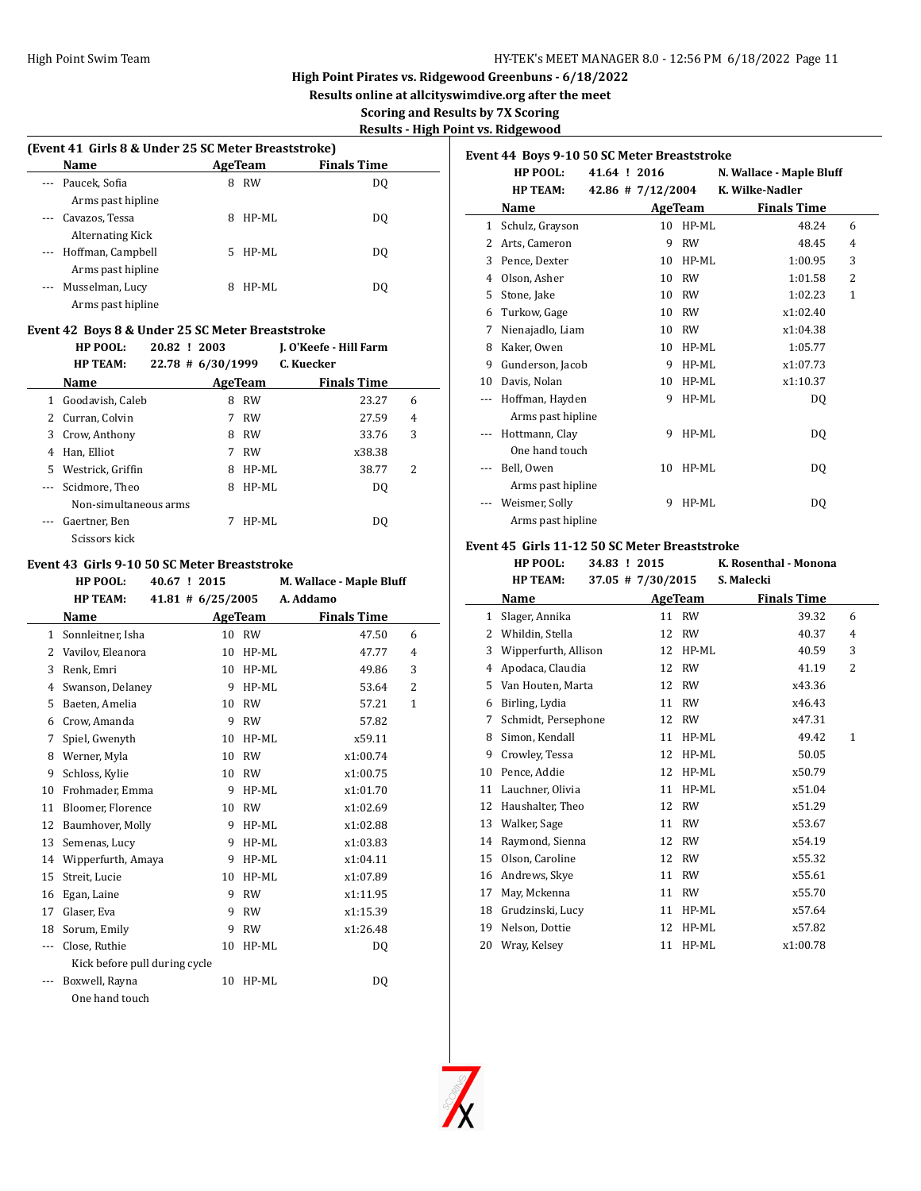# High Point Pirates vs. Ridgewood Greenbuns - 6/18/2022

**Results online at allcityswimdive.org after the meet**

**Scoring and Results by 7X Scoring**

**Results - High Point vs. Ridgewood**

### (Event 41 Girls 8 & Under 25 SC Meter Breaststroke)

| | Name | Age | Team | Finals Time | |
|---|---|---|---|---|---|
| --- | Paucek, Sofia | 8 | RW | DQ | |
| | Arms past hipline | | | | |
| --- | Cavazos, Tessa | 8 | HP-ML | DQ | |
| | Alternating Kick | | | | |
| --- | Hoffman, Campbell | 5 | HP-ML | DQ | |
| | Arms past hipline | | | | |
| --- | Musselman, Lucy | 8 | HP-ML | DQ | |
| | Arms past hipline | | | | |

### Event 42 Boys 8 & Under 25 SC Meter Breaststroke

HP POOL: 20.82 ! 2003 J. O'Keefe - Hill Farm
HP TEAM: 22.78 # 6/30/1999 C. Kuecker

| | Name | Age | Team | Finals Time | |
|---|---|---|---|---|---|
| 1 | Goodavish, Caleb | 8 | RW | 23.27 | 6 |
| 2 | Curran, Colvin | 7 | RW | 27.59 | 4 |
| 3 | Crow, Anthony | 8 | RW | 33.76 | 3 |
| 4 | Han, Elliot | 7 | RW | x38.38 | |
| 5 | Westrick, Griffin | 8 | HP-ML | 38.77 | 2 |
| --- | Scidmore, Theo | 8 | HP-ML | DQ | |
| | Non-simultaneous arms | | | | |
| --- | Gaertner, Ben | 7 | HP-ML | DQ | |
| | Scissors kick | | | | |

### Event 43 Girls 9-10 50 SC Meter Breaststroke

HP POOL: 40.67 ! 2015 M. Wallace - Maple Bluff
HP TEAM: 41.81 # 6/25/2005 A. Addamo

| | Name | Age | Team | Finals Time | |
|---|---|---|---|---|---|
| 1 | Sonnleitner, Isha | 10 | RW | 47.50 | 6 |
| 2 | Vavilov, Eleanora | 10 | HP-ML | 47.77 | 4 |
| 3 | Renk, Emri | 10 | HP-ML | 49.86 | 3 |
| 4 | Swanson, Delaney | 9 | HP-ML | 53.64 | 2 |
| 5 | Baeten, Amelia | 10 | RW | 57.21 | 1 |
| 6 | Crow, Amanda | 9 | RW | 57.82 | |
| 7 | Spiel, Gwenyth | 10 | HP-ML | x59.11 | |
| 8 | Werner, Myla | 10 | RW | x1:00.74 | |
| 9 | Schloss, Kylie | 10 | RW | x1:00.75 | |
| 10 | Frohmader, Emma | 9 | HP-ML | x1:01.70 | |
| 11 | Bloomer, Florence | 10 | RW | x1:02.69 | |
| 12 | Baumhover, Molly | 9 | HP-ML | x1:02.88 | |
| 13 | Semenas, Lucy | 9 | HP-ML | x1:03.83 | |
| 14 | Wipperfurth, Amaya | 9 | HP-ML | x1:04.11 | |
| 15 | Streit, Lucie | 10 | HP-ML | x1:07.89 | |
| 16 | Egan, Laine | 9 | RW | x1:11.95 | |
| 17 | Glaser, Eva | 9 | RW | x1:15.39 | |
| 18 | Sorum, Emily | 9 | RW | x1:26.48 | |
| --- | Close, Ruthie | 10 | HP-ML | DQ | |
| | Kick before pull during cycle | | | | |
| --- | Boxwell, Rayna | 10 | HP-ML | DQ | |
| | One hand touch | | | | |

### Event 44 Boys 9-10 50 SC Meter Breaststroke

HP POOL: 41.64 ! 2016 N. Wallace - Maple Bluff
HP TEAM: 42.86 # 7/12/2004 K. Wilke-Nadler

| | Name | Age | Team | Finals Time | |
|---|---|---|---|---|---|
| 1 | Schulz, Grayson | 10 | HP-ML | 48.24 | 6 |
| 2 | Arts, Cameron | 9 | RW | 48.45 | 4 |
| 3 | Pence, Dexter | 10 | HP-ML | 1:00.95 | 3 |
| 4 | Olson, Asher | 10 | RW | 1:01.58 | 2 |
| 5 | Stone, Jake | 10 | RW | 1:02.23 | 1 |
| 6 | Turkow, Gage | 10 | RW | x1:02.40 | |
| 7 | Nienajadlo, Liam | 10 | RW | x1:04.38 | |
| 8 | Kaker, Owen | 10 | HP-ML | 1:05.77 | |
| 9 | Gunderson, Jacob | 9 | HP-ML | x1:07.73 | |
| 10 | Davis, Nolan | 10 | HP-ML | x1:10.37 | |
| --- | Hoffman, Hayden | 9 | HP-ML | DQ | |
| | Arms past hipline | | | | |
| --- | Hottmann, Clay | 9 | HP-ML | DQ | |
| | One hand touch | | | | |
| --- | Bell, Owen | 10 | HP-ML | DQ | |
| | Arms past hipline | | | | |
| --- | Weismer, Solly | 9 | HP-ML | DQ | |
| | Arms past hipline | | | | |

### Event 45 Girls 11-12 50 SC Meter Breaststroke

HP POOL: 34.83 ! 2015 K. Rosenthal - Monona
HP TEAM: 37.05 # 7/30/2015 S. Malecki

| | Name | Age | Team | Finals Time | |
|---|---|---|---|---|---|
| 1 | Slager, Annika | 11 | RW | 39.32 | 6 |
| 2 | Whildin, Stella | 12 | RW | 40.37 | 4 |
| 3 | Wipperfurth, Allison | 12 | HP-ML | 40.59 | 3 |
| 4 | Apodaca, Claudia | 12 | RW | 41.19 | 2 |
| 5 | Van Houten, Marta | 12 | RW | x43.36 | |
| 6 | Birling, Lydia | 11 | RW | x46.43 | |
| 7 | Schmidt, Persephone | 12 | RW | x47.31 | |
| 8 | Simon, Kendall | 11 | HP-ML | 49.42 | 1 |
| 9 | Crowley, Tessa | 12 | HP-ML | 50.05 | |
| 10 | Pence, Addie | 12 | HP-ML | x50.79 | |
| 11 | Lauchner, Olivia | 11 | HP-ML | x51.04 | |
| 12 | Haushalter, Theo | 12 | RW | x51.29 | |
| 13 | Walker, Sage | 11 | RW | x53.67 | |
| 14 | Raymond, Sienna | 12 | RW | x54.19 | |
| 15 | Olson, Caroline | 12 | RW | x55.32 | |
| 16 | Andrews, Skye | 11 | RW | x55.61 | |
| 17 | May, Mckenna | 11 | RW | x55.70 | |
| 18 | Grudzinski, Lucy | 11 | HP-ML | x57.64 | |
| 19 | Nelson, Dottie | 12 | HP-ML | x57.82 | |
| 20 | Wray, Kelsey | 11 | HP-ML | x1:00.78 | |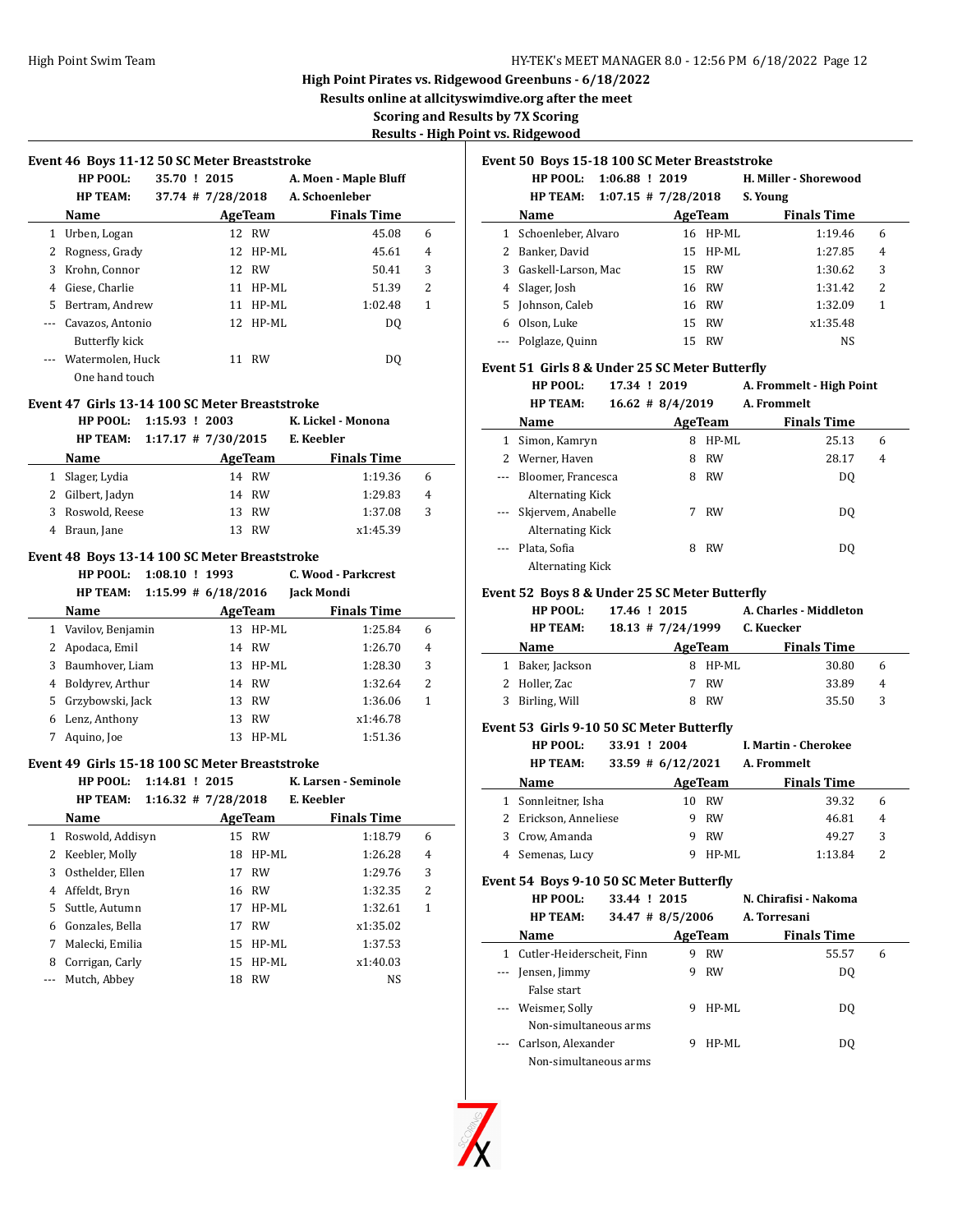**High Point Pirates vs. Ridgewood Greenbuns - 6/18/2022**
**Results online at allcityswimdive.org after the meet**
**Scoring and Results by 7X Scoring**
**Results - High Point vs. Ridgewood**

### Event 46 Boys 11-12 50 SC Meter Breaststroke

HP POOL: 35.70 ! 2015 A. Moen - Maple Bluff
HP TEAM: 37.74 # 7/28/2018 A. Schoenleber

| | Name | Age | Team | Finals Time | |
|---|---|---|---|---|---|
| 1 | Urben, Logan | 12 | RW | 45.08 | 6 |
| 2 | Rogness, Grady | 12 | HP-ML | 45.61 | 4 |
| 3 | Krohn, Connor | 12 | RW | 50.41 | 3 |
| 4 | Giese, Charlie | 11 | HP-ML | 51.39 | 2 |
| 5 | Bertram, Andrew | 11 | HP-ML | 1:02.48 | 1 |
| --- | Cavazos, Antonio | 12 | HP-ML | DQ | |
| | Butterfly kick | | | | |
| --- | Watermolen, Huck | 11 | RW | DQ | |
| | One hand touch | | | | |

### Event 47 Girls 13-14 100 SC Meter Breaststroke

HP POOL: 1:15.93 ! 2003 K. Lickel - Monona
HP TEAM: 1:17.17 # 7/30/2015 E. Keebler

| | Name | Age | Team | Finals Time | |
|---|---|---|---|---|---|
| 1 | Slager, Lydia | 14 | RW | 1:19.36 | 6 |
| 2 | Gilbert, Jadyn | 14 | RW | 1:29.83 | 4 |
| 3 | Roswold, Reese | 13 | RW | 1:37.08 | 3 |
| 4 | Braun, Jane | 13 | RW | x1:45.39 | |

### Event 48 Boys 13-14 100 SC Meter Breaststroke

HP POOL: 1:08.10 ! 1993 C. Wood - Parkcrest
HP TEAM: 1:15.99 # 6/18/2016 Jack Mondi

| | Name | Age | Team | Finals Time | |
|---|---|---|---|---|---|
| 1 | Vavilov, Benjamin | 13 | HP-ML | 1:25.84 | 6 |
| 2 | Apodaca, Emil | 14 | RW | 1:26.70 | 4 |
| 3 | Baumhover, Liam | 13 | HP-ML | 1:28.30 | 3 |
| 4 | Boldyrev, Arthur | 14 | RW | 1:32.64 | 2 |
| 5 | Grzybowski, Jack | 13 | RW | 1:36.06 | 1 |
| 6 | Lenz, Anthony | 13 | RW | x1:46.78 | |
| 7 | Aquino, Joe | 13 | HP-ML | 1:51.36 | |

### Event 49 Girls 15-18 100 SC Meter Breaststroke

HP POOL: 1:14.81 ! 2015 K. Larsen - Seminole
HP TEAM: 1:16.32 # 7/28/2018 E. Keebler

| | Name | Age | Team | Finals Time | |
|---|---|---|---|---|---|
| 1 | Roswold, Addisyn | 15 | RW | 1:18.79 | 6 |
| 2 | Keebler, Molly | 18 | HP-ML | 1:26.28 | 4 |
| 3 | Osthelder, Ellen | 17 | RW | 1:29.76 | 3 |
| 4 | Affeldt, Bryn | 16 | RW | 1:32.35 | 2 |
| 5 | Suttle, Autumn | 17 | HP-ML | 1:32.61 | 1 |
| 6 | Gonzales, Bella | 17 | RW | x1:35.02 | |
| 7 | Malecki, Emilia | 15 | HP-ML | 1:37.53 | |
| 8 | Corrigan, Carly | 15 | HP-ML | x1:40.03 | |
| --- | Mutch, Abbey | 18 | RW | NS | |

### Event 50 Boys 15-18 100 SC Meter Breaststroke

HP POOL: 1:06.88 ! 2019 H. Miller - Shorewood
HP TEAM: 1:07.15 # 7/28/2018 S. Young

| | Name | Age | Team | Finals Time | |
|---|---|---|---|---|---|
| 1 | Schoenleber, Alvaro | 16 | HP-ML | 1:19.46 | 6 |
| 2 | Banker, David | 15 | HP-ML | 1:27.85 | 4 |
| 3 | Gaskell-Larson, Mac | 15 | RW | 1:30.62 | 3 |
| 4 | Slager, Josh | 16 | RW | 1:31.42 | 2 |
| 5 | Johnson, Caleb | 16 | RW | 1:32.09 | 1 |
| 6 | Olson, Luke | 15 | RW | x1:35.48 | |
| --- | Polglaze, Quinn | 15 | RW | NS | |

### Event 51 Girls 8 & Under 25 SC Meter Butterfly

HP POOL: 17.34 ! 2019 A. Frommelt - High Point
HP TEAM: 16.62 # 8/4/2019 A. Frommelt

| | Name | Age | Team | Finals Time | |
|---|---|---|---|---|---|
| 1 | Simon, Kamryn | 8 | HP-ML | 25.13 | 6 |
| 2 | Werner, Haven | 8 | RW | 28.17 | 4 |
| --- | Bloomer, Francesca | 8 | RW | DQ | |
| | Alternating Kick | | | | |
| --- | Skjervem, Anabelle | 7 | RW | DQ | |
| | Alternating Kick | | | | |
| --- | Plata, Sofia | 8 | RW | DQ | |
| | Alternating Kick | | | | |

### Event 52 Boys 8 & Under 25 SC Meter Butterfly

HP POOL: 17.46 ! 2015 A. Charles - Middleton
HP TEAM: 18.13 # 7/24/1999 C. Kuecker

| | Name | Age | Team | Finals Time | |
|---|---|---|---|---|---|
| 1 | Baker, Jackson | 8 | HP-ML | 30.80 | 6 |
| 2 | Holler, Zac | 7 | RW | 33.89 | 4 |
| 3 | Birling, Will | 8 | RW | 35.50 | 3 |

### Event 53 Girls 9-10 50 SC Meter Butterfly

HP POOL: 33.91 ! 2004 I. Martin - Cherokee
HP TEAM: 33.59 # 6/12/2021 A. Frommelt

| | Name | Age | Team | Finals Time | |
|---|---|---|---|---|---|
| 1 | Sonnleitner, Isha | 10 | RW | 39.32 | 6 |
| 2 | Erickson, Anneliese | 9 | RW | 46.81 | 4 |
| 3 | Crow, Amanda | 9 | RW | 49.27 | 3 |
| 4 | Semenas, Lucy | 9 | HP-ML | 1:13.84 | 2 |

### Event 54 Boys 9-10 50 SC Meter Butterfly

HP POOL: 33.44 ! 2015 N. Chirafisi - Nakoma
HP TEAM: 34.47 # 8/5/2006 A. Torresani

| | Name | Age | Team | Finals Time | |
|---|---|---|---|---|---|
| 1 | Cutler-Heiderscheit, Finn | 9 | RW | 55.57 | 6 |
| --- | Jensen, Jimmy | 9 | RW | DQ | |
| | False start | | | | |
| --- | Weismer, Solly | 9 | HP-ML | DQ | |
| | Non-simultaneous arms | | | | |
| --- | Carlson, Alexander | 9 | HP-ML | DQ | |
| | Non-simultaneous arms | | | | |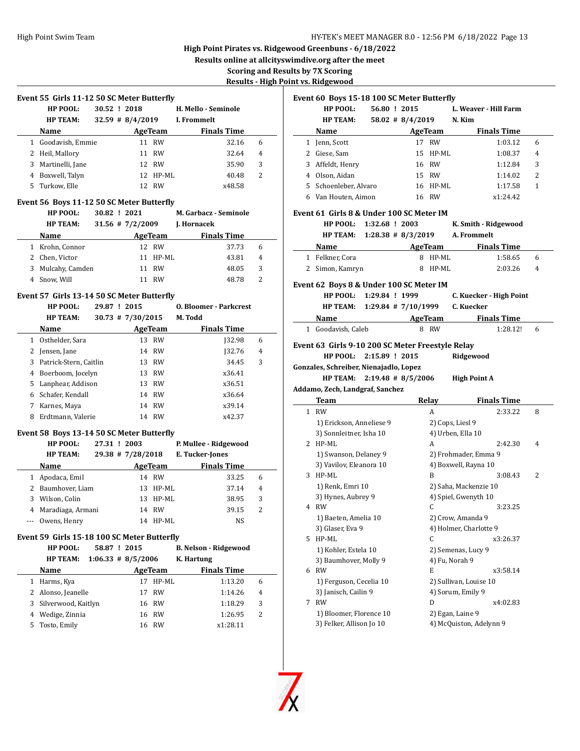High Pirates vs. Ridgewood Greenbuns - 6/18/2022

Results online at allcityswimdive.org after the meet

Scoring and Results by 7X Scoring

Results - High Point vs. Ridgewood

### Event 55 Girls 11-12 50 SC Meter Butterfly

HP POOL: 30.52 ! 2018 H. Mello - Seminole
HP TEAM: 32.59 # 8/4/2019 I. Frommelt

| | Name | Age | Team | Finals Time | |
|---|---|---|---|---|---|
| 1 | Goodavish, Emmie | 11 | RW | 32.16 | 6 |
| 2 | Heil, Mallory | 11 | RW | 32.64 | 4 |
| 3 | Martinelli, Jane | 12 | RW | 35.90 | 3 |
| 4 | Boxwell, Talyn | 12 | HP-ML | 40.48 | 2 |
| 5 | Turkow, Elle | 12 | RW | x48.58 | |

### Event 56 Boys 11-12 50 SC Meter Butterfly

HP POOL: 30.82 ! 2021 M. Garbacz - Seminole
HP TEAM: 31.56 # 7/2/2009 J. Hornacek

| | Name | Age | Team | Finals Time | |
|---|---|---|---|---|---|
| 1 | Krohn, Connor | 12 | RW | 37.73 | 6 |
| 2 | Chen, Victor | 11 | HP-ML | 43.81 | 4 |
| 3 | Mulcahy, Camden | 11 | RW | 48.05 | 3 |
| 4 | Snow, Will | 11 | RW | 48.78 | 2 |

### Event 57 Girls 13-14 50 SC Meter Butterfly

HP POOL: 29.87 ! 2015 O. Bloomer - Parkcrest
HP TEAM: 30.73 # 7/30/2015 M. Todd

| | Name | Age | Team | Finals Time | |
|---|---|---|---|---|---|
| 1 | Osthelder, Sara | 13 | RW | J32.98 | 6 |
| 2 | Jensen, Jane | 14 | RW | J32.76 | 4 |
| 3 | Patrick-Stern, Caitlin | 13 | RW | 34.45 | 3 |
| 4 | Boerboom, Jocelyn | 13 | RW | x36.41 | |
| 5 | Lanphear, Addison | 13 | RW | x36.51 | |
| 6 | Schafer, Kendall | 14 | RW | x36.64 | |
| 7 | Karnes, Maya | 14 | RW | x39.14 | |
| 8 | Erdtmann, Valerie | 14 | RW | x42.37 | |

### Event 58 Boys 13-14 50 SC Meter Butterfly

HP POOL: 27.31 ! 2003 P. Mullee - Ridgewood
HP TEAM: 29.38 # 7/28/2018 E. Tucker-Jones

| | Name | Age | Team | Finals Time | |
|---|---|---|---|---|---|
| 1 | Apodaca, Emil | 14 | RW | 33.25 | 6 |
| 2 | Baumhover, Liam | 13 | HP-ML | 37.14 | 4 |
| 3 | Wilson, Colin | 13 | HP-ML | 38.95 | 3 |
| 4 | Maradiaga, Armani | 14 | RW | 39.15 | 2 |
| --- | Owens, Henry | 14 | HP-ML | NS | |

### Event 59 Girls 15-18 100 SC Meter Butterfly

HP POOL: 58.87 ! 2015 B. Nelson - Ridgewood
HP TEAM: 1:06.33 # 8/5/2006 K. Hartung

| | Name | Age | Team | Finals Time | |
|---|---|---|---|---|---|
| 1 | Harms, Kya | 17 | HP-ML | 1:13.20 | 6 |
| 2 | Alonso, Jeanelle | 17 | RW | 1:14.26 | 4 |
| 3 | Silverwood, Kaitlyn | 16 | RW | 1:18.29 | 3 |
| 4 | Wedige, Zinnia | 16 | RW | 1:26.95 | 2 |
| 5 | Tosto, Emily | 16 | RW | x1:28.11 | |

### Event 60 Boys 15-18 100 SC Meter Butterfly

HP POOL: 56.80 ! 2015 L. Weaver - Hill Farm
HP TEAM: 58.02 # 8/4/2019 N. Kim

| | Name | Age | Team | Finals Time | |
|---|---|---|---|---|---|
| 1 | Jenn, Scott | 17 | RW | 1:03.12 | 6 |
| 2 | Giese, Sam | 15 | HP-ML | 1:08.37 | 4 |
| 3 | Affeldt, Henry | 16 | RW | 1:12.84 | 3 |
| 4 | Olson, Aidan | 15 | RW | 1:14.02 | 2 |
| 5 | Schoenleber, Alvaro | 16 | HP-ML | 1:17.58 | 1 |
| 6 | Van Houten, Aimon | 16 | RW | x1:24.42 | |

### Event 61 Girls 8 & Under 100 SC Meter IM

HP POOL: 1:32.68 ! 2003 K. Smith - Ridgewood
HP TEAM: 1:28.38 # 8/3/2019 A. Frommelt

| | Name | Age | Team | Finals Time | |
|---|---|---|---|---|---|
| 1 | Felkner, Cora | 8 | HP-ML | 1:58.65 | 6 |
| 2 | Simon, Kamryn | 8 | HP-ML | 2:03.26 | 4 |

### Event 62 Boys 8 & Under 100 SC Meter IM

HP POOL: 1:29.84 ! 1999 C. Kuecker - High Point
HP TEAM: 1:29.84 # 7/10/1999 C. Kuecker

| | Name | Age | Team | Finals Time | |
|---|---|---|---|---|---|
| 1 | Goodavish, Caleb | 8 | RW | 1:28.12! | 6 |

### Event 63 Girls 9-10 200 SC Meter Freestyle Relay

HP POOL: 2:15.89 ! 2015 Ridgewood
Gonzales, Schreiber, Nienajadlo, Lopez
HP TEAM: 2:19.48 # 8/5/2006 High Point A
Addamo, Zech, Landgraf, Sanchez

| | Team | Relay | Finals Time | |
|---|---|---|---|---|
| 1 | RW | A | 2:33.22 | 8 |
| | 1) Erickson, Anneliese 9; 2) Cops, Liesl 9; 3) Sonnleitner, Isha 10; 4) Urben, Ella 10 | | | |
| 2 | HP-ML | A | 2:42.30 | 4 |
| | 1) Swanson, Delaney 9; 2) Frohmader, Emma 9; 3) Vavilov, Eleanora 10; 4) Boxwell, Rayna 10 | | | |
| 3 | HP-ML | B | 3:08.43 | 2 |
| | 1) Renk, Emri 10; 2) Saha, Mackenzie 10; 3) Hynes, Aubrey 9; 4) Spiel, Gwenyth 10 | | | |
| 4 | RW | C | 3:23.25 | |
| | 1) Baeten, Amelia 10; 2) Crow, Amanda 9; 3) Glaser, Eva 9; 4) Holmer, Charlotte 9 | | | |
| 5 | HP-ML | C | x3:26.37 | |
| | 1) Kohler, Estela 10; 2) Semenas, Lucy 9; 3) Baumhover, Molly 9; 4) Fu, Norah 9 | | | |
| 6 | RW | E | x3:58.14 | |
| | 1) Ferguson, Cecelia 10; 2) Sullivan, Louise 10; 3) Janisch, Cailin 9; 4) Sorum, Emily 9 | | | |
| 7 | RW | D | x4:02.83 | |
| | 1) Bloomer, Florence 10; 2) Egan, Laine 9; 3) Felker, Allison Jo 10; 4) McQuiston, Adelynn 9 | | | |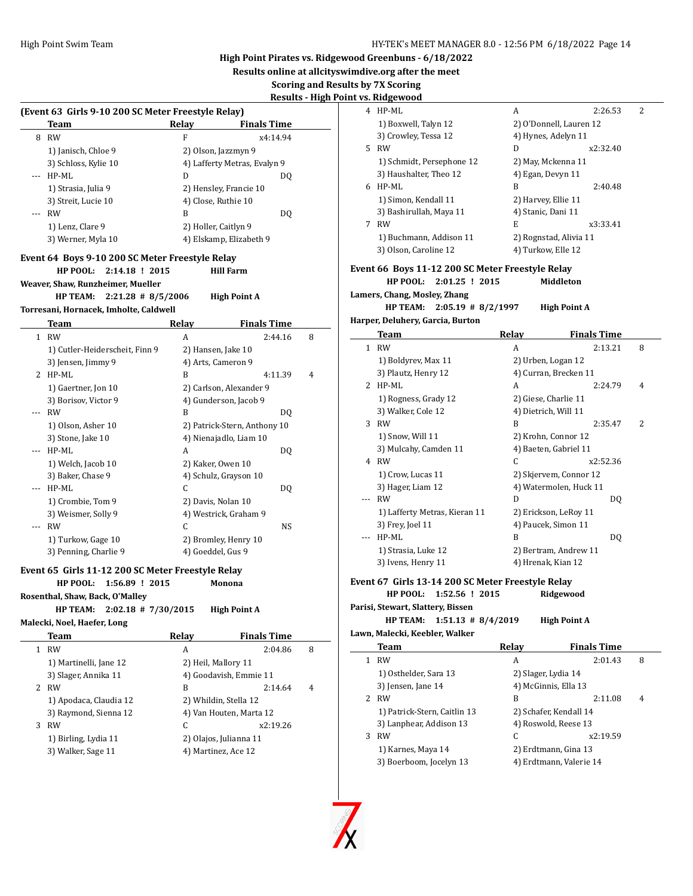## High Point Pirates vs. Ridgewood Greenbuns - 6/18/2022

**Results online at allcityswimdive.org after the meet**

**Scoring and Results by 7X Scoring**

**Results - High Point vs. Ridgewood**

### (Event 63 Girls 9-10 200 SC Meter Freestyle Relay)

| | Team | Relay | Finals Time | |
|---|---|---|---|---|
| 8 | RW | F | x4:14.94 | |
| | 1) Janisch, Chloe 9 | 2) Olson, Jazzmyn 9 | | |
| | 3) Schloss, Kylie 10 | 4) Lafferty Metras, Evalyn 9 | | |
| --- | HP-ML | D | DQ | |
| | 1) Strasia, Julia 9 | 2) Hensley, Francie 10 | | |
| | 3) Streit, Lucie 10 | 4) Close, Ruthie 10 | | |
| --- | RW | B | DQ | |
| | 1) Lenz, Clare 9 | 2) Holler, Caitlyn 9 | | |
| | 3) Werner, Myla 10 | 4) Elskamp, Elizabeth 9 | | |

### Event 64 Boys 9-10 200 SC Meter Freestyle Relay

**HP POOL: 2:14.18 ! 2015 Hill Farm**

**Weaver, Shaw, Runzheimer, Mueller**

**HP TEAM: 2:21.28 # 8/5/2006 High Point A**

**Torresani, Hornacek, Imholte, Caldwell**

| | Team | Relay | Finals Time | |
|---|---|---|---|---|
| 1 | RW | A | 2:44.16 | 8 |
| | 1) Cutler-Heiderscheit, Finn 9 | 2) Hansen, Jake 10 | | |
| | 3) Jensen, Jimmy 9 | 4) Arts, Cameron 9 | | |
| 2 | HP-ML | B | 4:11.39 | 4 |
| | 1) Gaertner, Jon 10 | 2) Carlson, Alexander 9 | | |
| | 3) Borisov, Victor 9 | 4) Gunderson, Jacob 9 | | |
| --- | RW | B | DQ | |
| | 1) Olson, Asher 10 | 2) Patrick-Stern, Anthony 10 | | |
| | 3) Stone, Jake 10 | 4) Nienajadlo, Liam 10 | | |
| --- | HP-ML | A | DQ | |
| | 1) Welch, Jacob 10 | 2) Kaker, Owen 10 | | |
| | 3) Baker, Chase 9 | 4) Schulz, Grayson 10 | | |
| --- | HP-ML | C | DQ | |
| | 1) Crombie, Tom 9 | 2) Davis, Nolan 10 | | |
| | 3) Weismer, Solly 9 | 4) Westrick, Graham 9 | | |
| --- | RW | C | NS | |
| | 1) Turkow, Gage 10 | 2) Bromley, Henry 10 | | |
| | 3) Penning, Charlie 9 | 4) Goeddel, Gus 9 | | |

### Event 65 Girls 11-12 200 SC Meter Freestyle Relay

**HP POOL: 1:56.89 ! 2015 Monona**

**Rosenthal, Shaw, Back, O'Malley**

**HP TEAM: 2:02.18 # 7/30/2015 High Point A**

**Malecki, Noel, Haefer, Long**

| | Team | Relay | Finals Time | |
|---|---|---|---|---|
| 1 | RW | A | 2:04.86 | 8 |
| | 1) Martinelli, Jane 12 | 2) Heil, Mallory 11 | | |
| | 3) Slager, Annika 11 | 4) Goodavish, Emmie 11 | | |
| 2 | RW | B | 2:14.64 | 4 |
| | 1) Apodaca, Claudia 12 | 2) Whildin, Stella 12 | | |
| | 3) Raymond, Sienna 12 | 4) Van Houten, Marta 12 | | |
| 3 | RW | C | x2:19.26 | |
| | 1) Birling, Lydia 11 | 2) Olajos, Julianna 11 | | |
| | 3) Walker, Sage 11 | 4) Martinez, Ace 12 | | |
| 4 | HP-ML | A | 2:26.53 | 2 |
| | 1) Boxwell, Talyn 12 | 2) O'Donnell, Lauren 12 | | |
| | 3) Crowley, Tessa 12 | 4) Hynes, Adelyn 11 | | |
| 5 | RW | D | x2:32.40 | |
| | 1) Schmidt, Persephone 12 | 2) May, Mckenna 11 | | |
| | 3) Haushalter, Theo 12 | 4) Egan, Devyn 11 | | |
| 6 | HP-ML | B | 2:40.48 | |
| | 1) Simon, Kendall 11 | 2) Harvey, Ellie 11 | | |
| | 3) Bashirullah, Maya 11 | 4) Stanic, Dani 11 | | |
| 7 | RW | E | x3:33.41 | |
| | 1) Buchmann, Addison 11 | 2) Rognstad, Alivia 11 | | |
| | 3) Olson, Caroline 12 | 4) Turkow, Elle 12 | | |

### Event 66 Boys 11-12 200 SC Meter Freestyle Relay

**HP POOL: 2:01.25 ! 2015 Middleton**

**Lamers, Chang, Mosley, Zhang**

**HP TEAM: 2:05.19 # 8/2/1997 High Point A**

**Harper, Deluhery, Garcia, Burton**

| | Team | Relay | Finals Time | |
|---|---|---|---|---|
| 1 | RW | A | 2:13.21 | 8 |
| | 1) Boldyrev, Max 11 | 2) Urben, Logan 12 | | |
| | 3) Plautz, Henry 12 | 4) Curran, Brecken 11 | | |
| 2 | HP-ML | A | 2:24.79 | 4 |
| | 1) Rogness, Grady 12 | 2) Giese, Charlie 11 | | |
| | 3) Walker, Cole 12 | 4) Dietrich, Will 11 | | |
| 3 | RW | B | 2:35.47 | 2 |
| | 1) Snow, Will 11 | 2) Krohn, Connor 12 | | |
| | 3) Mulcahy, Camden 11 | 4) Baeten, Gabriel 11 | | |
| 4 | RW | C | x2:52.36 | |
| | 1) Crow, Lucas 11 | 2) Skjervem, Connor 12 | | |
| | 3) Hager, Liam 12 | 4) Watermolen, Huck 11 | | |
| --- | RW | D | DQ | |
| | 1) Lafferty Metras, Kieran 11 | 2) Erickson, LeRoy 11 | | |
| | 3) Frey, Joel 11 | 4) Paucek, Simon 11 | | |
| --- | HP-ML | B | DQ | |
| | 1) Strasia, Luke 12 | 2) Bertram, Andrew 11 | | |
| | 3) Ivens, Henry 11 | 4) Hrenak, Kian 12 | | |

### Event 67 Girls 13-14 200 SC Meter Freestyle Relay

**HP POOL: 1:52.56 ! 2015 Ridgewood**

**Parisi, Stewart, Slattery, Bissen**

**HP TEAM: 1:51.13 # 8/4/2019 High Point A**

**Lawn, Malecki, Keebler, Walker**

| | Team | Relay | Finals Time | |
|---|---|---|---|---|
| 1 | RW | A | 2:01.43 | 8 |
| | 1) Osthelder, Sara 13 | 2) Slager, Lydia 14 | | |
| | 3) Jensen, Jane 14 | 4) McGinnis, Ella 13 | | |
| 2 | RW | B | 2:11.08 | 4 |
| | 1) Patrick-Stern, Caitlin 13 | 2) Schafer, Kendall 14 | | |
| | 3) Lanphear, Addison 13 | 4) Roswold, Reese 13 | | |
| 3 | RW | C | x2:19.59 | |
| | 1) Karnes, Maya 14 | 2) Erdtmann, Gina 13 | | |
| | 3) Boerboom, Jocelyn 13 | 4) Erdtmann, Valerie 14 | | |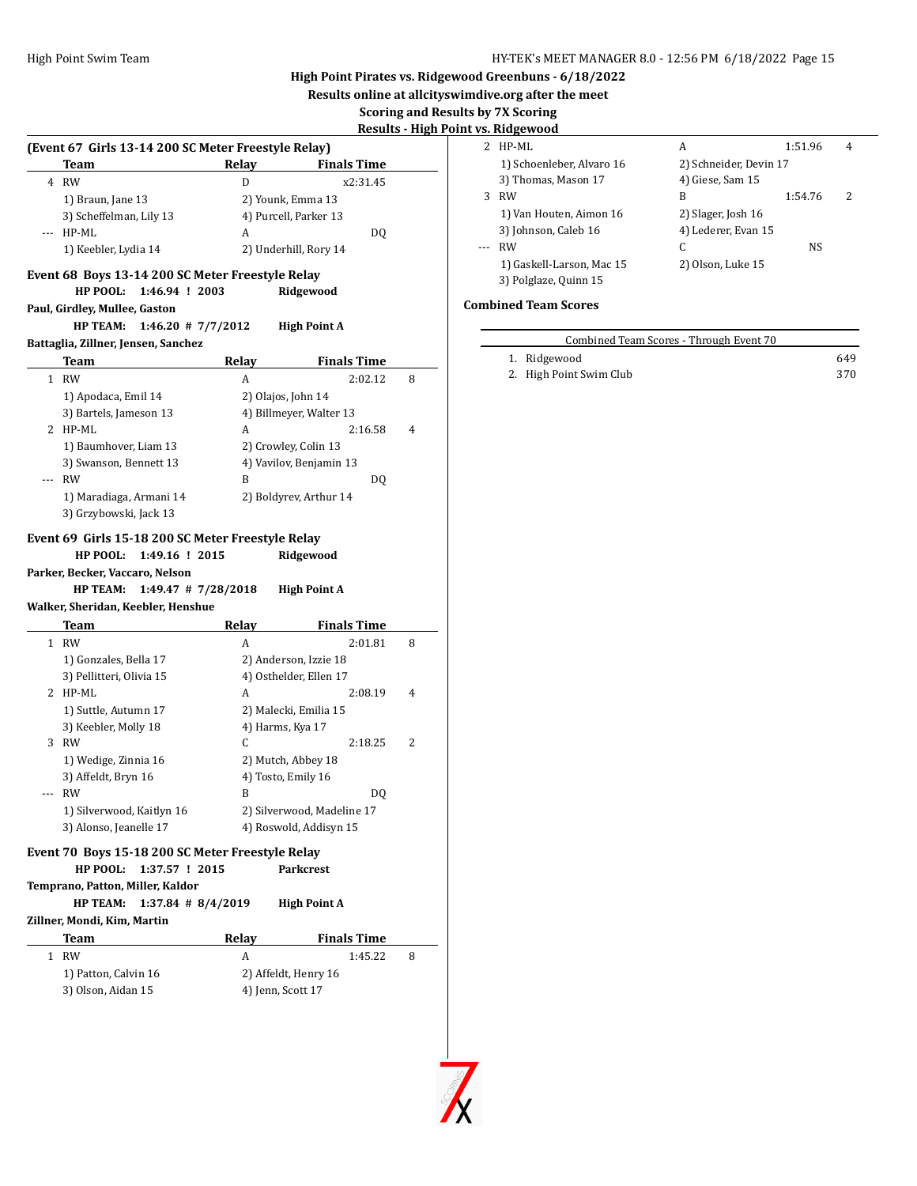## High Point Pirates vs. Ridgewood Greenbuns - 6/18/2022

**Results online at allcityswimdive.org after the meet**

**Scoring and Results by 7X Scoring**

**Results - High Point vs. Ridgewood**

### (Event 67 Girls 13-14 200 SC Meter Freestyle Relay)

| | Team | Relay | Finals Time | |
|---|---|---|---|---|
| 4 | RW | D | x2:31.45 | |
| | 1) Braun, Jane 13 | 2) Younk, Emma 13 | | |
| | 3) Scheffelman, Lily 13 | 4) Purcell, Parker 13 | | |
| --- | HP-ML | A | DQ | |
| | 1) Keebler, Lydia 14 | 2) Underhill, Rory 14 | | |

### Event 68 Boys 13-14 200 SC Meter Freestyle Relay

**HP POOL: 1:46.94 ! 2003 Ridgewood**
**Paul, Girdley, Mullee, Gaston**
**HP TEAM: 1:46.20 # 7/7/2012 High Point A**
**Battaglia, Zillner, Jensen, Sanchez**

| | Team | Relay | Finals Time | |
|---|---|---|---|---|
| 1 | RW | A | 2:02.12 | 8 |
| | 1) Apodaca, Emil 14 | 2) Olajos, John 14 | | |
| | 3) Bartels, Jameson 13 | 4) Billmeyer, Walter 13 | | |
| 2 | HP-ML | A | 2:16.58 | 4 |
| | 1) Baumhover, Liam 13 | 2) Crowley, Colin 13 | | |
| | 3) Swanson, Bennett 13 | 4) Vavilov, Benjamin 13 | | |
| --- | RW | B | DQ | |
| | 1) Maradiaga, Armani 14 | 2) Boldyrev, Arthur 14 | | |
| | 3) Grzybowski, Jack 13 | | | |

### Event 69 Girls 15-18 200 SC Meter Freestyle Relay

**HP POOL: 1:49.16 ! 2015 Ridgewood**
**Parker, Becker, Vaccaro, Nelson**
**HP TEAM: 1:49.47 # 7/28/2018 High Point A**
**Walker, Sheridan, Keebler, Henshue**

| | Team | Relay | Finals Time | |
|---|---|---|---|---|
| 1 | RW | A | 2:01.81 | 8 |
| | 1) Gonzales, Bella 17 | 2) Anderson, Izzie 18 | | |
| | 3) Pellitteri, Olivia 15 | 4) Osthelder, Ellen 17 | | |
| 2 | HP-ML | A | 2:08.19 | 4 |
| | 1) Suttle, Autumn 17 | 2) Malecki, Emilia 15 | | |
| | 3) Keebler, Molly 18 | 4) Harms, Kya 17 | | |
| 3 | RW | C | 2:18.25 | 2 |
| | 1) Wedige, Zinnia 16 | 2) Mutch, Abbey 18 | | |
| | 3) Affeldt, Bryn 16 | 4) Tosto, Emily 16 | | |
| --- | RW | B | DQ | |
| | 1) Silverwood, Kaitlyn 16 | 2) Silverwood, Madeline 17 | | |
| | 3) Alonso, Jeanelle 17 | 4) Roswold, Addisyn 15 | | |

### Event 70 Boys 15-18 200 SC Meter Freestyle Relay

**HP POOL: 1:37.57 ! 2015 Parkcrest**
**Temprano, Patton, Miller, Kaldor**
**HP TEAM: 1:37.84 # 8/4/2019 High Point A**
**Zillner, Mondi, Kim, Martin**

| | Team | Relay | Finals Time | |
|---|---|---|---|---|
| 1 | RW | A | 1:45.22 | 8 |
| | 1) Patton, Calvin 16 | 2) Affeldt, Henry 16 | | |
| | 3) Olson, Aidan 15 | 4) Jenn, Scott 17 | | |
| 2 | HP-ML | A | 1:51.96 | 4 |
| | 1) Schoenleber, Alvaro 16 | 2) Schneider, Devin 17 | | |
| | 3) Thomas, Mason 17 | 4) Giese, Sam 15 | | |
| 3 | RW | B | 1:54.76 | 2 |
| | 1) Van Houten, Aimon 16 | 2) Slager, Josh 16 | | |
| | 3) Johnson, Caleb 16 | 4) Lederer, Evan 15 | | |
| --- | RW | C | NS | |
| | 1) Gaskell-Larson, Mac 15 | 2) Olson, Luke 15 | | |
| | 3) Polglaze, Quinn 15 | | | |

### Combined Team Scores

| Combined Team Scores - Through Event 70 | |
|---|---|
| 1. Ridgewood | 649 |
| 2. High Point Swim Club | 370 |